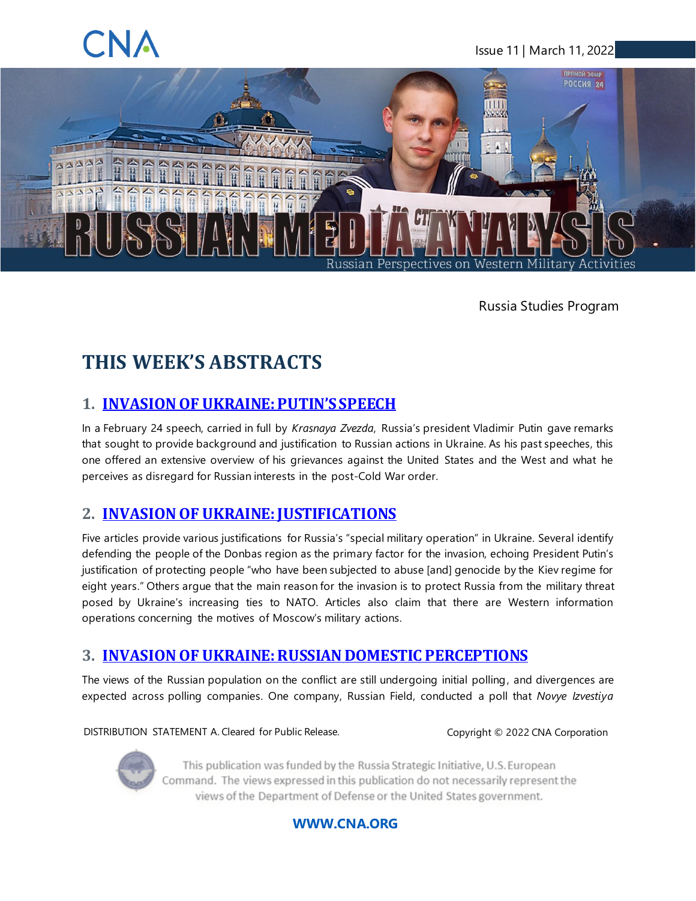CNA

Issue 11 | March 11, 2022

# RUSSIAN MEDIA ANALYSIS

Russian Perspectives on Western Military Activities

Russia Studies Program

## THIS WEEK'S ABSTRACTS

### 1. INVASION OF UKRAINE: PUTIN'S SPEECH

In a February 24 speech, carried in full by *Krasnaya Zvezda*, Russia's president Vladimir Putin gave remarks that sought to provide background and justification to Russian actions in Ukraine. As his past speeches, this one offered an extensive overview of his grievances against the United States and the West and what he perceives as disregard for Russian interests in the post-Cold War order.

### 2. INVASION OF UKRAINE: JUSTIFICATIONS

Five articles provide various justifications for Russia's "special military operation" in Ukraine. Several identify defending the people of the Donbas region as the primary factor for the invasion, echoing President Putin's justification of protecting people "who have been subjected to abuse [and] genocide by the Kiev regime for eight years." Others argue that the main reason for the invasion is to protect Russia from the military threat posed by Ukraine's increasing ties to NATO. Articles also claim that there are Western information operations concerning the motives of Moscow's military actions.

### 3. INVASION OF UKRAINE: RUSSIAN DOMESTIC PERCEPTIONS

The views of the Russian population on the conflict are still undergoing initial polling, and divergences are expected across polling companies. One company, Russian Field, conducted a poll that *Novye Izvestiya*

DISTRIBUTION STATEMENT A. Cleared for Public Release.

Copyright © 2022 CNA Corporation

This publication was funded by the Russia Strategic Initiative, U.S. European Command. The views expressed in this publication do not necessarily represent the views of the Department of Defense or the United States government.

WWW.CNA.ORG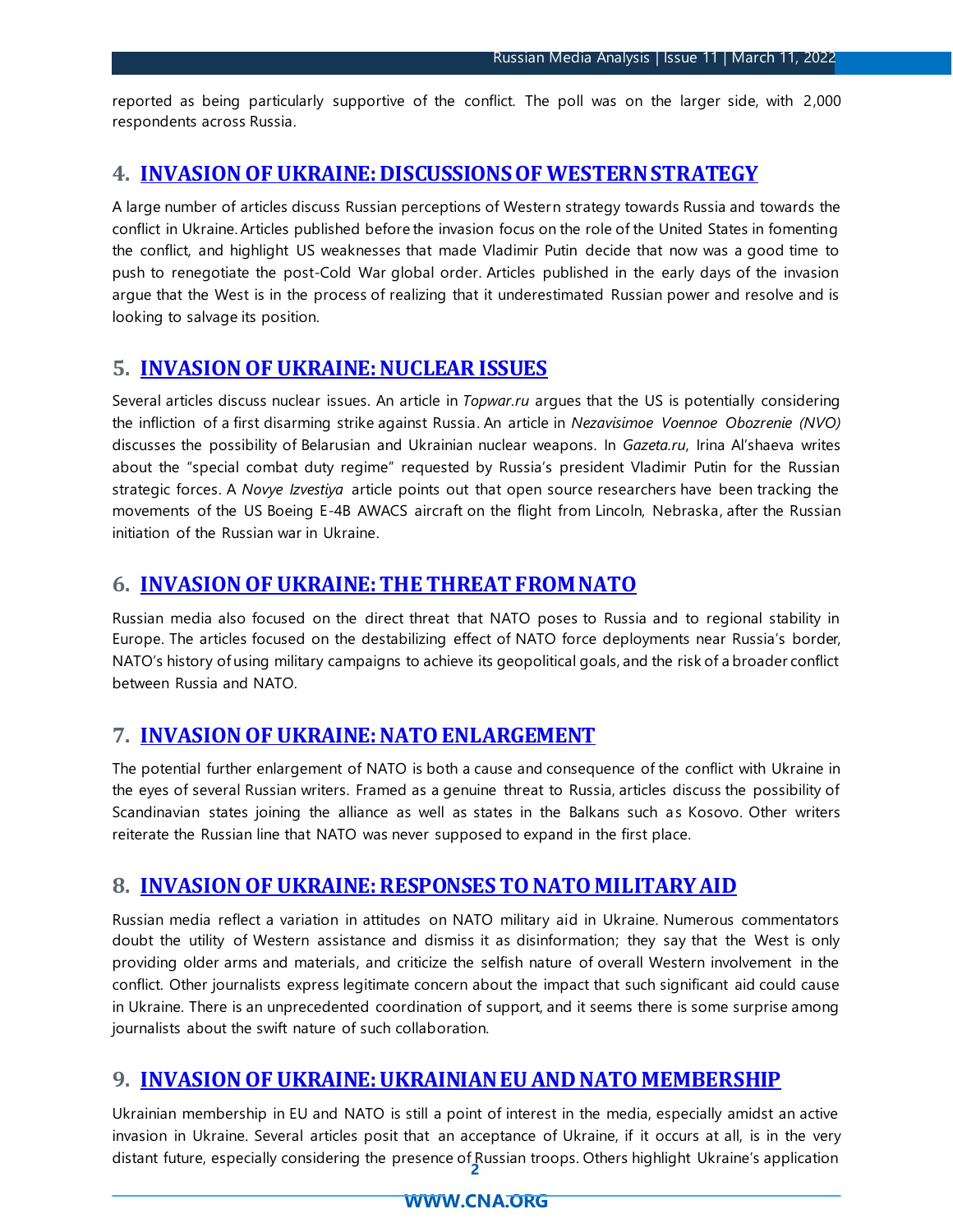reported as being particularly supportive of the conflict. The poll was on the larger side, with 2,000 respondents across Russia.

## 4. INVASION OF UKRAINE: DISCUSSIONS OF WESTERN STRATEGY

A large number of articles discuss Russian perceptions of Western strategy towards Russia and towards the conflict in Ukraine. Articles published before the invasion focus on the role of the United States in fomenting the conflict, and highlight US weaknesses that made Vladimir Putin decide that now was a good time to push to renegotiate the post-Cold War global order. Articles published in the early days of the invasion argue that the West is in the process of realizing that it underestimated Russian power and resolve and is looking to salvage its position.

## 5. INVASION OF UKRAINE: NUCLEAR ISSUES

Several articles discuss nuclear issues. An article in *Topwar.ru* argues that the US is potentially considering the infliction of a first disarming strike against Russia. An article in *Nezavisimoe Voennoe Obozrenie (NVO)* discusses the possibility of Belarusian and Ukrainian nuclear weapons. In *Gazeta.ru*, Irina Al'shaeva writes about the "special combat duty regime" requested by Russia's president Vladimir Putin for the Russian strategic forces. A *Novye Izvestiya* article points out that open source researchers have been tracking the movements of the US Boeing E-4B AWACS aircraft on the flight from Lincoln, Nebraska, after the Russian initiation of the Russian war in Ukraine.

## 6. INVASION OF UKRAINE: THE THREAT FROM NATO

Russian media also focused on the direct threat that NATO poses to Russia and to regional stability in Europe. The articles focused on the destabilizing effect of NATO force deployments near Russia's border, NATO's history of using military campaigns to achieve its geopolitical goals, and the risk of a broader conflict between Russia and NATO.

## 7. INVASION OF UKRAINE: NATO ENLARGEMENT

The potential further enlargement of NATO is both a cause and consequence of the conflict with Ukraine in the eyes of several Russian writers. Framed as a genuine threat to Russia, articles discuss the possibility of Scandinavian states joining the alliance as well as states in the Balkans such as Kosovo. Other writers reiterate the Russian line that NATO was never supposed to expand in the first place.

## 8. INVASION OF UKRAINE: RESPONSES TO NATO MILITARY AID

Russian media reflect a variation in attitudes on NATO military aid in Ukraine. Numerous commentators doubt the utility of Western assistance and dismiss it as disinformation; they say that the West is only providing older arms and materials, and criticize the selfish nature of overall Western involvement in the conflict. Other journalists express legitimate concern about the impact that such significant aid could cause in Ukraine. There is an unprecedented coordination of support, and it seems there is some surprise among journalists about the swift nature of such collaboration.

## 9. INVASION OF UKRAINE: UKRAINIAN EU AND NATO MEMBERSHIP

Ukrainian membership in EU and NATO is still a point of interest in the media, especially amidst an active invasion in Ukraine. Several articles posit that an acceptance of Ukraine, if it occurs at all, is in the very distant future, especially considering the presence of Russian troops. Others highlight Ukraine's application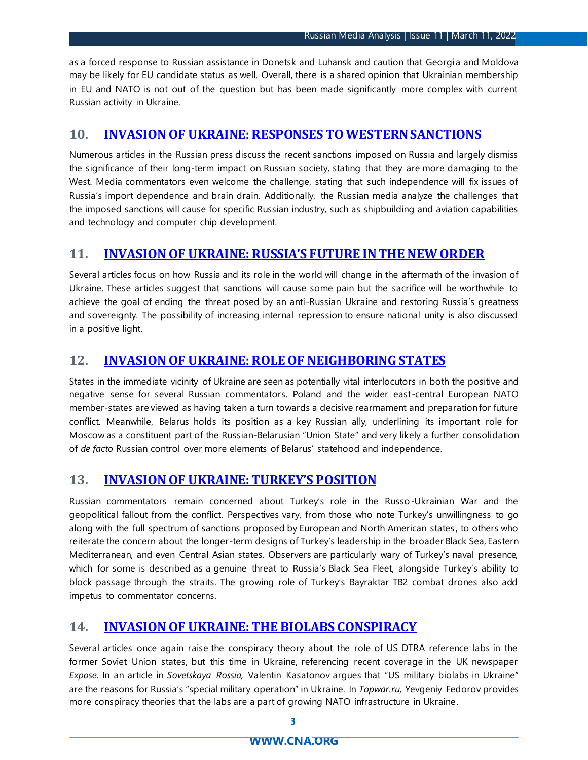as a forced response to Russian assistance in Donetsk and Luhansk and caution that Georgia and Moldova may be likely for EU candidate status as well. Overall, there is a shared opinion that Ukrainian membership in EU and NATO is not out of the question but has been made significantly more complex with current Russian activity in Ukraine.

## 10. INVASION OF UKRAINE: RESPONSES TO WESTERN SANCTIONS

Numerous articles in the Russian press discuss the recent sanctions imposed on Russia and largely dismiss the significance of their long-term impact on Russian society, stating that they are more damaging to the West. Media commentators even welcome the challenge, stating that such independence will fix issues of Russia's import dependence and brain drain. Additionally, the Russian media analyze the challenges that the imposed sanctions will cause for specific Russian industry, such as shipbuilding and aviation capabilities and technology and computer chip development.

## 11. INVASION OF UKRAINE: RUSSIA'S FUTURE IN THE NEW ORDER

Several articles focus on how Russia and its role in the world will change in the aftermath of the invasion of Ukraine. These articles suggest that sanctions will cause some pain but the sacrifice will be worthwhile to achieve the goal of ending the threat posed by an anti-Russian Ukraine and restoring Russia's greatness and sovereignty. The possibility of increasing internal repression to ensure national unity is also discussed in a positive light.

## 12. INVASION OF UKRAINE: ROLE OF NEIGHBORING STATES

States in the immediate vicinity of Ukraine are seen as potentially vital interlocutors in both the positive and negative sense for several Russian commentators. Poland and the wider east-central European NATO member-states are viewed as having taken a turn towards a decisive rearmament and preparation for future conflict. Meanwhile, Belarus holds its position as a key Russian ally, underlining its important role for Moscow as a constituent part of the Russian-Belarusian "Union State" and very likely a further consolidation of *de facto* Russian control over more elements of Belarus' statehood and independence.

## 13. INVASION OF UKRAINE: TURKEY'S POSITION

Russian commentators remain concerned about Turkey's role in the Russo-Ukrainian War and the geopolitical fallout from the conflict. Perspectives vary, from those who note Turkey's unwillingness to go along with the full spectrum of sanctions proposed by European and North American states, to others who reiterate the concern about the longer-term designs of Turkey's leadership in the broader Black Sea, Eastern Mediterranean, and even Central Asian states. Observers are particularly wary of Turkey's naval presence, which for some is described as a genuine threat to Russia's Black Sea Fleet, alongside Turkey's ability to block passage through the straits. The growing role of Turkey's Bayraktar TB2 combat drones also add impetus to commentator concerns.

## 14. INVASION OF UKRAINE: THE BIOLABS CONSPIRACY

Several articles once again raise the conspiracy theory about the role of US DTRA reference labs in the former Soviet Union states, but this time in Ukraine, referencing recent coverage in the UK newspaper *Expose*. In an article in *Sovetskaya Rossia,* Valentin Kasatonov argues that "US military biolabs in Ukraine" are the reasons for Russia's "special military operation" in Ukraine. In *Topwar.ru,* Yevgeniy Fedorov provides more conspiracy theories that the labs are a part of growing NATO infrastructure in Ukraine.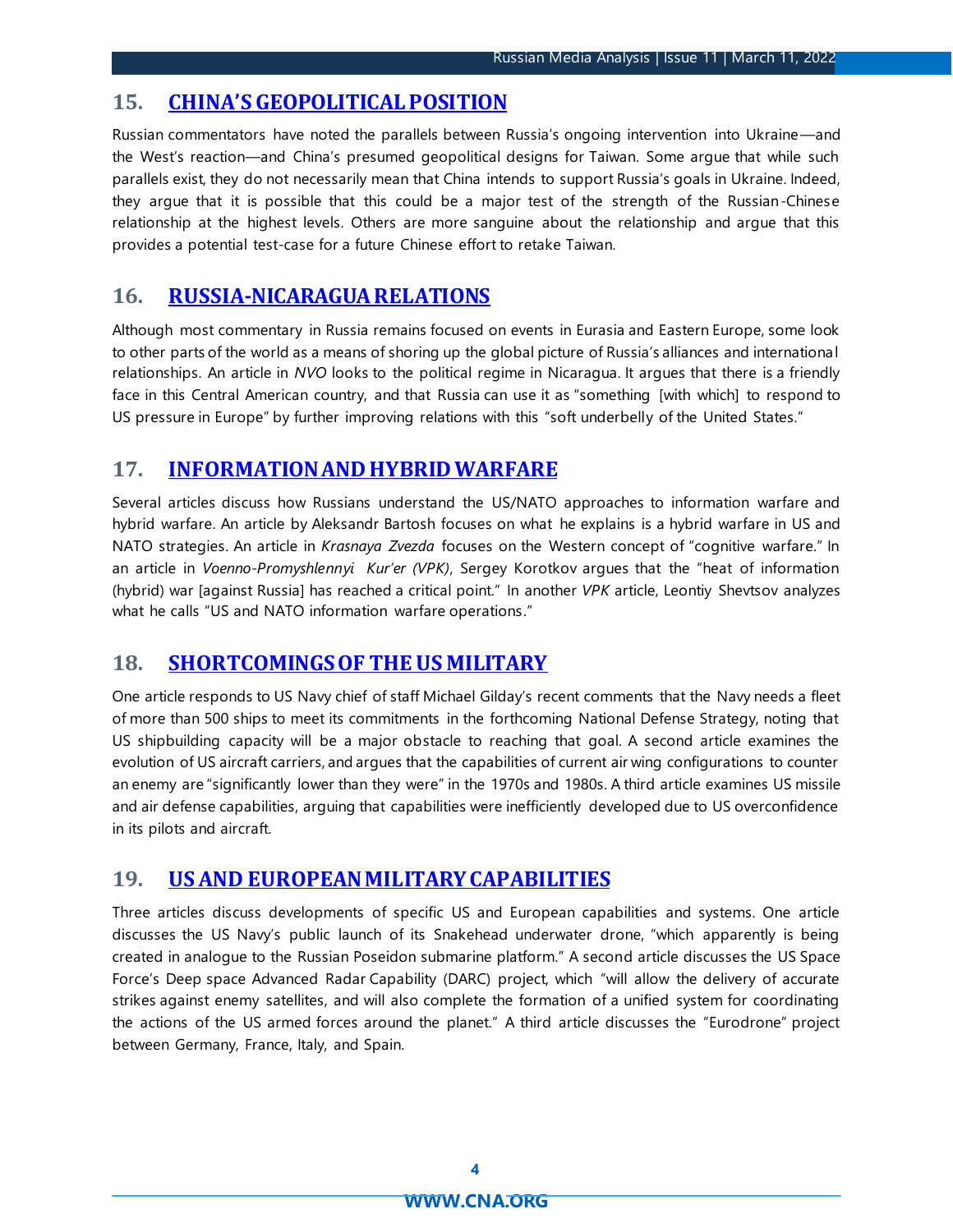## 15. [CHINA'S GEOPOLITICAL POSITION]

Russian commentators have noted the parallels between Russia's ongoing intervention into Ukraine—and the West's reaction—and China's presumed geopolitical designs for Taiwan. Some argue that while such parallels exist, they do not necessarily mean that China intends to support Russia's goals in Ukraine. Indeed, they argue that it is possible that this could be a major test of the strength of the Russian-Chinese relationship at the highest levels. Others are more sanguine about the relationship and argue that this provides a potential test-case for a future Chinese effort to retake Taiwan.

## 16. [RUSSIA-NICARAGUA RELATIONS]

Although most commentary in Russia remains focused on events in Eurasia and Eastern Europe, some look to other parts of the world as a means of shoring up the global picture of Russia's alliances and international relationships. An article in *NVO* looks to the political regime in Nicaragua. It argues that there is a friendly face in this Central American country, and that Russia can use it as "something [with which] to respond to US pressure in Europe" by further improving relations with this "soft underbelly of the United States."

## 17. [INFORMATION AND HYBRID WARFARE]

Several articles discuss how Russians understand the US/NATO approaches to information warfare and hybrid warfare. An article by Aleksandr Bartosh focuses on what he explains is a hybrid warfare in US and NATO strategies. An article in *Krasnaya Zvezda* focuses on the Western concept of "cognitive warfare." In an article in *Voenno-Promyshlennyi Kur'er (VPK)*, Sergey Korotkov argues that the "heat of information (hybrid) war [against Russia] has reached a critical point." In another *VPK* article, Leontiy Shevtsov analyzes what he calls "US and NATO information warfare operations."

## 18. [SHORTCOMINGS OF THE US MILITARY]

One article responds to US Navy chief of staff Michael Gilday's recent comments that the Navy needs a fleet of more than 500 ships to meet its commitments in the forthcoming National Defense Strategy, noting that US shipbuilding capacity will be a major obstacle to reaching that goal. A second article examines the evolution of US aircraft carriers, and argues that the capabilities of current air wing configurations to counter an enemy are "significantly lower than they were" in the 1970s and 1980s. A third article examines US missile and air defense capabilities, arguing that capabilities were inefficiently developed due to US overconfidence in its pilots and aircraft.

## 19. [US AND EUROPEAN MILITARY CAPABILITIES]

Three articles discuss developments of specific US and European capabilities and systems. One article discusses the US Navy's public launch of its Snakehead underwater drone, "which apparently is being created in analogue to the Russian Poseidon submarine platform." A second article discusses the US Space Force's Deep space Advanced Radar Capability (DARC) project, which "will allow the delivery of accurate strikes against enemy satellites, and will also complete the formation of a unified system for coordinating the actions of the US armed forces around the planet." A third article discusses the "Eurodrone" project between Germany, France, Italy, and Spain.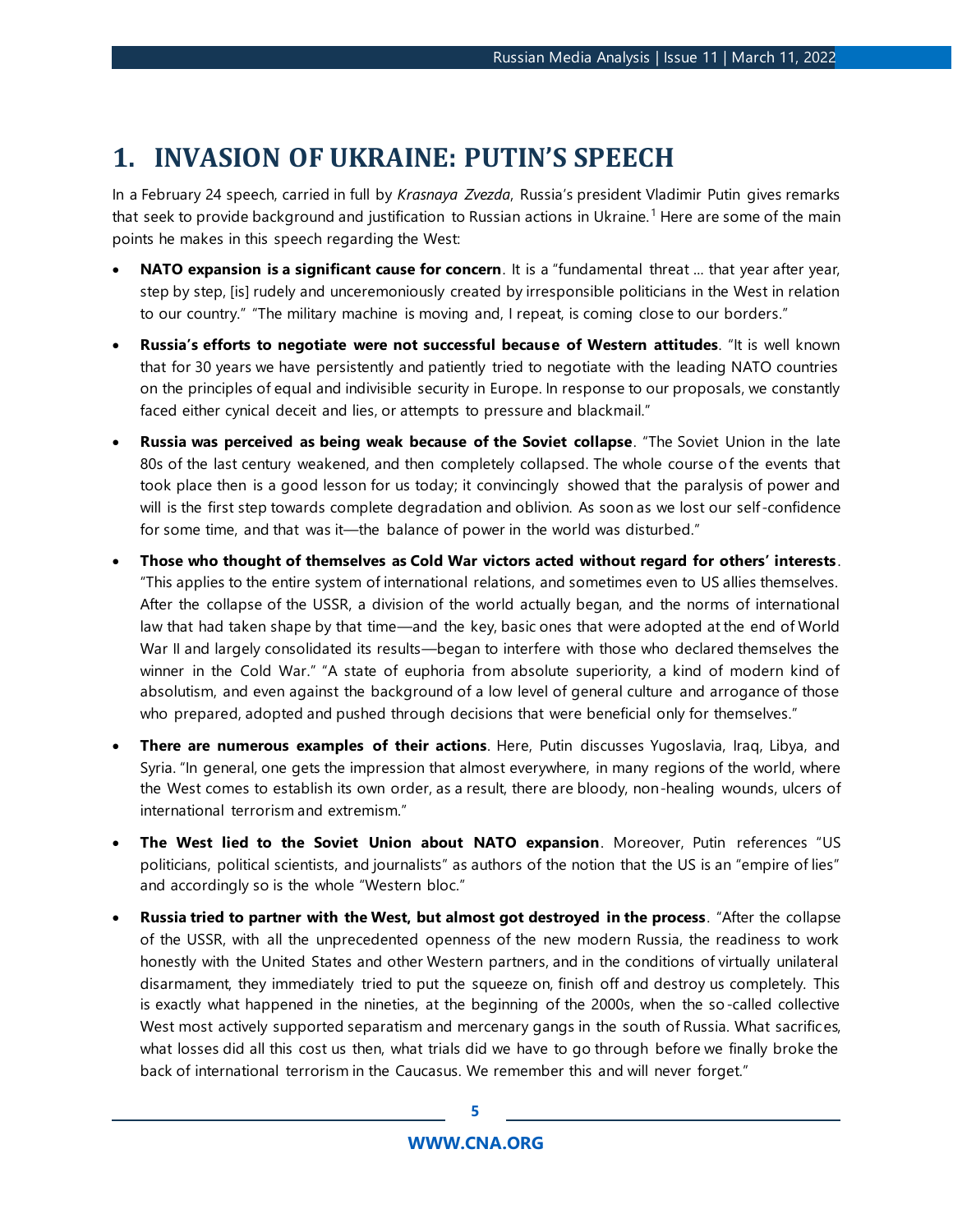# 1. INVASION OF UKRAINE: PUTIN'S SPEECH

In a February 24 speech, carried in full by *Krasnaya Zvezda*, Russia's president Vladimir Putin gives remarks that seek to provide background and justification to Russian actions in Ukraine.[1] Here are some of the main points he makes in this speech regarding the West:

- **NATO expansion is a significant cause for concern**. It is a "fundamental threat ... that year after year, step by step, [is] rudely and unceremoniously created by irresponsible politicians in the West in relation to our country." "The military machine is moving and, I repeat, is coming close to our borders."
- **Russia's efforts to negotiate were not successful because of Western attitudes**. "It is well known that for 30 years we have persistently and patiently tried to negotiate with the leading NATO countries on the principles of equal and indivisible security in Europe. In response to our proposals, we constantly faced either cynical deceit and lies, or attempts to pressure and blackmail."
- **Russia was perceived as being weak because of the Soviet collapse**. "The Soviet Union in the late 80s of the last century weakened, and then completely collapsed. The whole course of the events that took place then is a good lesson for us today; it convincingly showed that the paralysis of power and will is the first step towards complete degradation and oblivion. As soon as we lost our self-confidence for some time, and that was it—the balance of power in the world was disturbed."
- **Those who thought of themselves as Cold War victors acted without regard for others' interests**. "This applies to the entire system of international relations, and sometimes even to US allies themselves. After the collapse of the USSR, a division of the world actually began, and the norms of international law that had taken shape by that time—and the key, basic ones that were adopted at the end of World War II and largely consolidated its results—began to interfere with those who declared themselves the winner in the Cold War." "A state of euphoria from absolute superiority, a kind of modern kind of absolutism, and even against the background of a low level of general culture and arrogance of those who prepared, adopted and pushed through decisions that were beneficial only for themselves."
- **There are numerous examples of their actions**. Here, Putin discusses Yugoslavia, Iraq, Libya, and Syria. "In general, one gets the impression that almost everywhere, in many regions of the world, where the West comes to establish its own order, as a result, there are bloody, non-healing wounds, ulcers of international terrorism and extremism."
- **The West lied to the Soviet Union about NATO expansion**. Moreover, Putin references "US politicians, political scientists, and journalists" as authors of the notion that the US is an "empire of lies" and accordingly so is the whole "Western bloc."
- **Russia tried to partner with the West, but almost got destroyed in the process**. "After the collapse of the USSR, with all the unprecedented openness of the new modern Russia, the readiness to work honestly with the United States and other Western partners, and in the conditions of virtually unilateral disarmament, they immediately tried to put the squeeze on, finish off and destroy us completely. This is exactly what happened in the nineties, at the beginning of the 2000s, when the so-called collective West most actively supported separatism and mercenary gangs in the south of Russia. What sacrifices, what losses did all this cost us then, what trials did we have to go through before we finally broke the back of international terrorism in the Caucasus. We remember this and will never forget."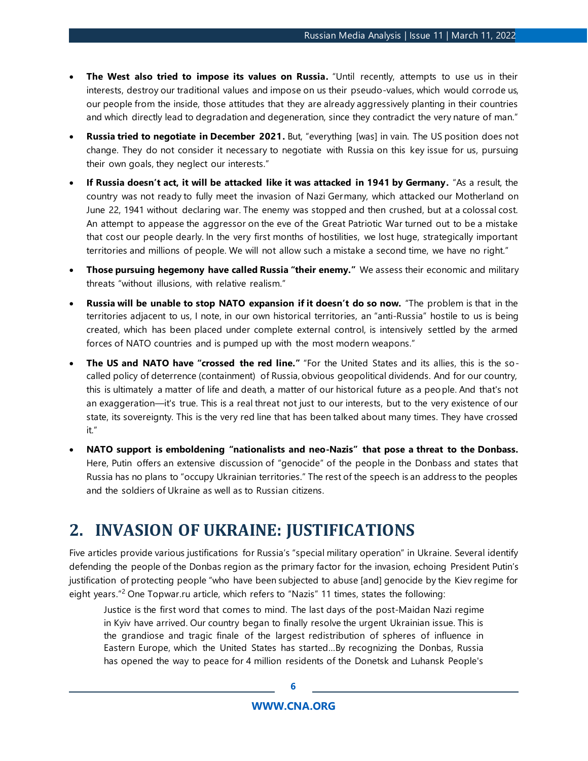- **The West also tried to impose its values on Russia.** "Until recently, attempts to use us in their interests, destroy our traditional values and impose on us their pseudo-values, which would corrode us, our people from the inside, those attitudes that they are already aggressively planting in their countries and which directly lead to degradation and degeneration, since they contradict the very nature of man."
- **Russia tried to negotiate in December 2021.** But, "everything [was] in vain. The US position does not change. They do not consider it necessary to negotiate with Russia on this key issue for us, pursuing their own goals, they neglect our interests."
- **If Russia doesn't act, it will be attacked like it was attacked in 1941 by Germany.** "As a result, the country was not ready to fully meet the invasion of Nazi Germany, which attacked our Motherland on June 22, 1941 without declaring war. The enemy was stopped and then crushed, but at a colossal cost. An attempt to appease the aggressor on the eve of the Great Patriotic War turned out to be a mistake that cost our people dearly. In the very first months of hostilities, we lost huge, strategically important territories and millions of people. We will not allow such a mistake a second time, we have no right."
- **Those pursuing hegemony have called Russia "their enemy."** We assess their economic and military threats "without illusions, with relative realism."
- **Russia will be unable to stop NATO expansion if it doesn't do so now.** "The problem is that in the territories adjacent to us, I note, in our own historical territories, an "anti-Russia" hostile to us is being created, which has been placed under complete external control, is intensively settled by the armed forces of NATO countries and is pumped up with the most modern weapons."
- **The US and NATO have "crossed the red line."** "For the United States and its allies, this is the so-called policy of deterrence (containment) of Russia, obvious geopolitical dividends. And for our country, this is ultimately a matter of life and death, a matter of our historical future as a people. And that's not an exaggeration—it's true. This is a real threat not just to our interests, but to the very existence of our state, its sovereignty. This is the very red line that has been talked about many times. They have crossed it."
- **NATO support is emboldening "nationalists and neo-Nazis" that pose a threat to the Donbass.** Here, Putin offers an extensive discussion of "genocide" of the people in the Donbass and states that Russia has no plans to "occupy Ukrainian territories." The rest of the speech is an address to the peoples and the soldiers of Ukraine as well as to Russian citizens.

## 2. INVASION OF UKRAINE: JUSTIFICATIONS

Five articles provide various justifications for Russia's "special military operation" in Ukraine. Several identify defending the people of the Donbas region as the primary factor for the invasion, echoing President Putin's justification of protecting people "who have been subjected to abuse [and] genocide by the Kiev regime for eight years."[2] One Topwar.ru article, which refers to "Nazis" 11 times, states the following:

> Justice is the first word that comes to mind. The last days of the post-Maidan Nazi regime in Kyiv have arrived. Our country began to finally resolve the urgent Ukrainian issue. This is the grandiose and tragic finale of the largest redistribution of spheres of influence in Eastern Europe, which the United States has started…By recognizing the Donbas, Russia has opened the way to peace for 4 million residents of the Donetsk and Luhansk People's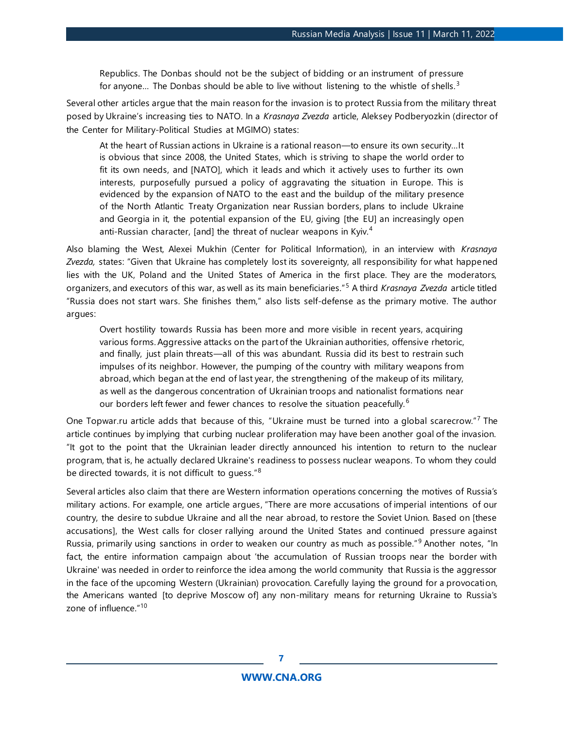> Republics. The Donbas should not be the subject of bidding or an instrument of pressure for anyone… The Donbas should be able to live without listening to the whistle of shells.[3]

Several other articles argue that the main reason for the invasion is to protect Russia from the military threat posed by Ukraine's increasing ties to NATO. In a *Krasnaya Zvezda* article, Aleksey Podberyozkin (director of the Center for Military-Political Studies at MGIMO) states:

> At the heart of Russian actions in Ukraine is a rational reason—to ensure its own security…It is obvious that since 2008, the United States, which is striving to shape the world order to fit its own needs, and [NATO], which it leads and which it actively uses to further its own interests, purposefully pursued a policy of aggravating the situation in Europe. This is evidenced by the expansion of NATO to the east and the buildup of the military presence of the North Atlantic Treaty Organization near Russian borders, plans to include Ukraine and Georgia in it, the potential expansion of the EU, giving [the EU] an increasingly open anti-Russian character, [and] the threat of nuclear weapons in Kyiv.[4]

Also blaming the West, Alexei Mukhin (Center for Political Information), in an interview with *Krasnaya Zvezda,* states: "Given that Ukraine has completely lost its sovereignty, all responsibility for what happened lies with the UK, Poland and the United States of America in the first place. They are the moderators, organizers, and executors of this war, as well as its main beneficiaries."[5] A third *Krasnaya Zvezda* article titled "Russia does not start wars. She finishes them," also lists self-defense as the primary motive. The author argues:

> Overt hostility towards Russia has been more and more visible in recent years, acquiring various forms. Aggressive attacks on the part of the Ukrainian authorities, offensive rhetoric, and finally, just plain threats—all of this was abundant. Russia did its best to restrain such impulses of its neighbor. However, the pumping of the country with military weapons from abroad, which began at the end of last year, the strengthening of the makeup of its military, as well as the dangerous concentration of Ukrainian troops and nationalist formations near our borders left fewer and fewer chances to resolve the situation peacefully.[6]

One Topwar.ru article adds that because of this, "Ukraine must be turned into a global scarecrow."[7] The article continues by implying that curbing nuclear proliferation may have been another goal of the invasion. "It got to the point that the Ukrainian leader directly announced his intention to return to the nuclear program, that is, he actually declared Ukraine's readiness to possess nuclear weapons. To whom they could be directed towards, it is not difficult to guess."[8]

Several articles also claim that there are Western information operations concerning the motives of Russia's military actions. For example, one article argues, "There are more accusations of imperial intentions of our country, the desire to subdue Ukraine and all the near abroad, to restore the Soviet Union. Based on [these accusations], the West calls for closer rallying around the United States and continued pressure against Russia, primarily using sanctions in order to weaken our country as much as possible."[9] Another notes, "In fact, the entire information campaign about 'the accumulation of Russian troops near the border with Ukraine' was needed in order to reinforce the idea among the world community that Russia is the aggressor in the face of the upcoming Western (Ukrainian) provocation. Carefully laying the ground for a provocation, the Americans wanted [to deprive Moscow of] any non-military means for returning Ukraine to Russia's zone of influence."[10]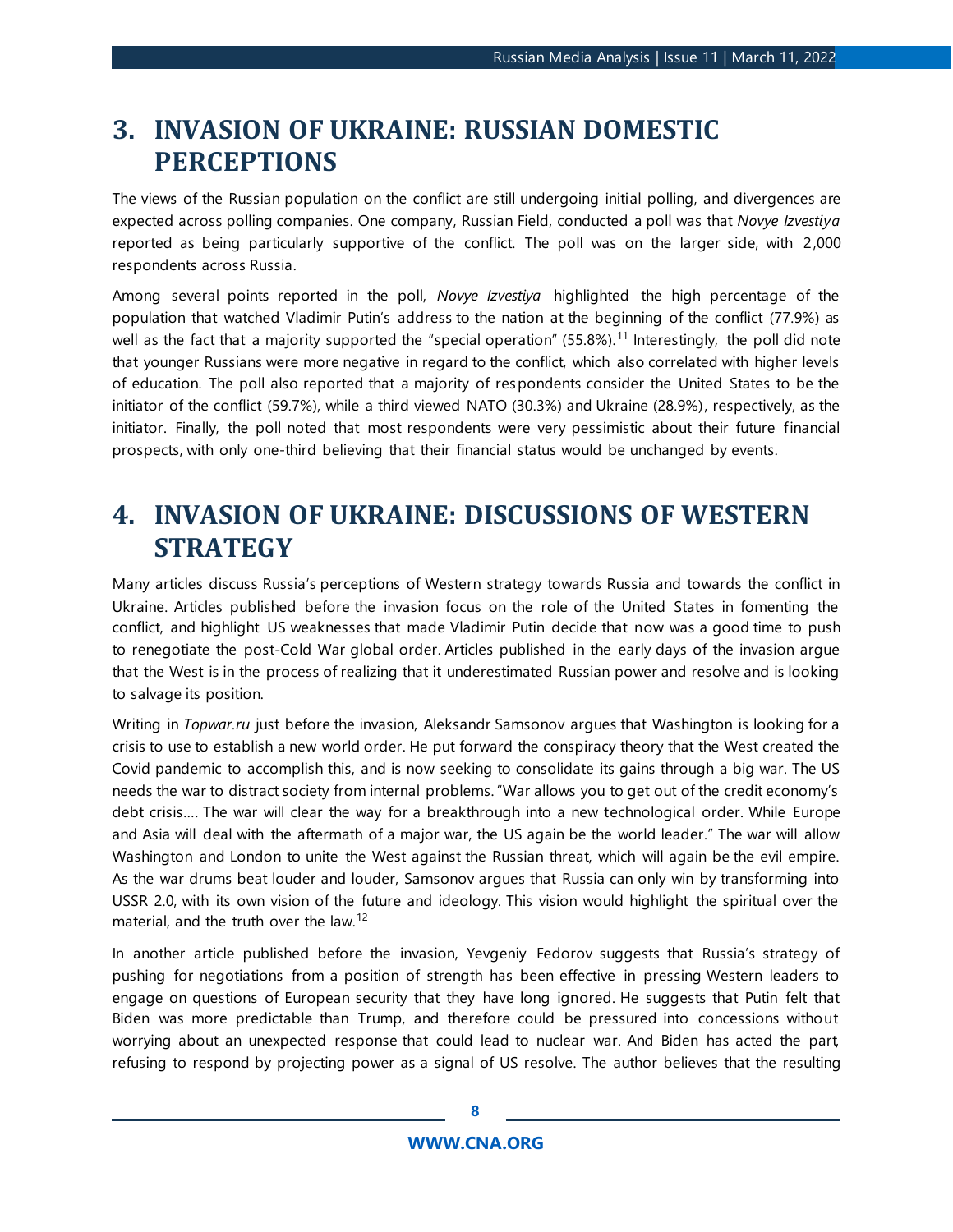# 3. INVASION OF UKRAINE: RUSSIAN DOMESTIC PERCEPTIONS

The views of the Russian population on the conflict are still undergoing initial polling, and divergences are expected across polling companies. One company, Russian Field, conducted a poll was that *Novye Izvestiya* reported as being particularly supportive of the conflict. The poll was on the larger side, with 2,000 respondents across Russia.

Among several points reported in the poll, *Novye Izvestiya* highlighted the high percentage of the population that watched Vladimir Putin's address to the nation at the beginning of the conflict (77.9%) as well as the fact that a majority supported the "special operation" (55.8%).[11] Interestingly, the poll did note that younger Russians were more negative in regard to the conflict, which also correlated with higher levels of education. The poll also reported that a majority of respondents consider the United States to be the initiator of the conflict (59.7%), while a third viewed NATO (30.3%) and Ukraine (28.9%), respectively, as the initiator. Finally, the poll noted that most respondents were very pessimistic about their future financial prospects, with only one-third believing that their financial status would be unchanged by events.

# 4. INVASION OF UKRAINE: DISCUSSIONS OF WESTERN STRATEGY

Many articles discuss Russia's perceptions of Western strategy towards Russia and towards the conflict in Ukraine. Articles published before the invasion focus on the role of the United States in fomenting the conflict, and highlight US weaknesses that made Vladimir Putin decide that now was a good time to push to renegotiate the post-Cold War global order. Articles published in the early days of the invasion argue that the West is in the process of realizing that it underestimated Russian power and resolve and is looking to salvage its position.

Writing in *Topwar.ru* just before the invasion, Aleksandr Samsonov argues that Washington is looking for a crisis to use to establish a new world order. He put forward the conspiracy theory that the West created the Covid pandemic to accomplish this, and is now seeking to consolidate its gains through a big war. The US needs the war to distract society from internal problems. "War allows you to get out of the credit economy's debt crisis.... The war will clear the way for a breakthrough into a new technological order. While Europe and Asia will deal with the aftermath of a major war, the US again be the world leader." The war will allow Washington and London to unite the West against the Russian threat, which will again be the evil empire. As the war drums beat louder and louder, Samsonov argues that Russia can only win by transforming into USSR 2.0, with its own vision of the future and ideology. This vision would highlight the spiritual over the material, and the truth over the law.[12]

In another article published before the invasion, Yevgeniy Fedorov suggests that Russia's strategy of pushing for negotiations from a position of strength has been effective in pressing Western leaders to engage on questions of European security that they have long ignored. He suggests that Putin felt that Biden was more predictable than Trump, and therefore could be pressured into concessions without worrying about an unexpected response that could lead to nuclear war. And Biden has acted the part, refusing to respond by projecting power as a signal of US resolve. The author believes that the resulting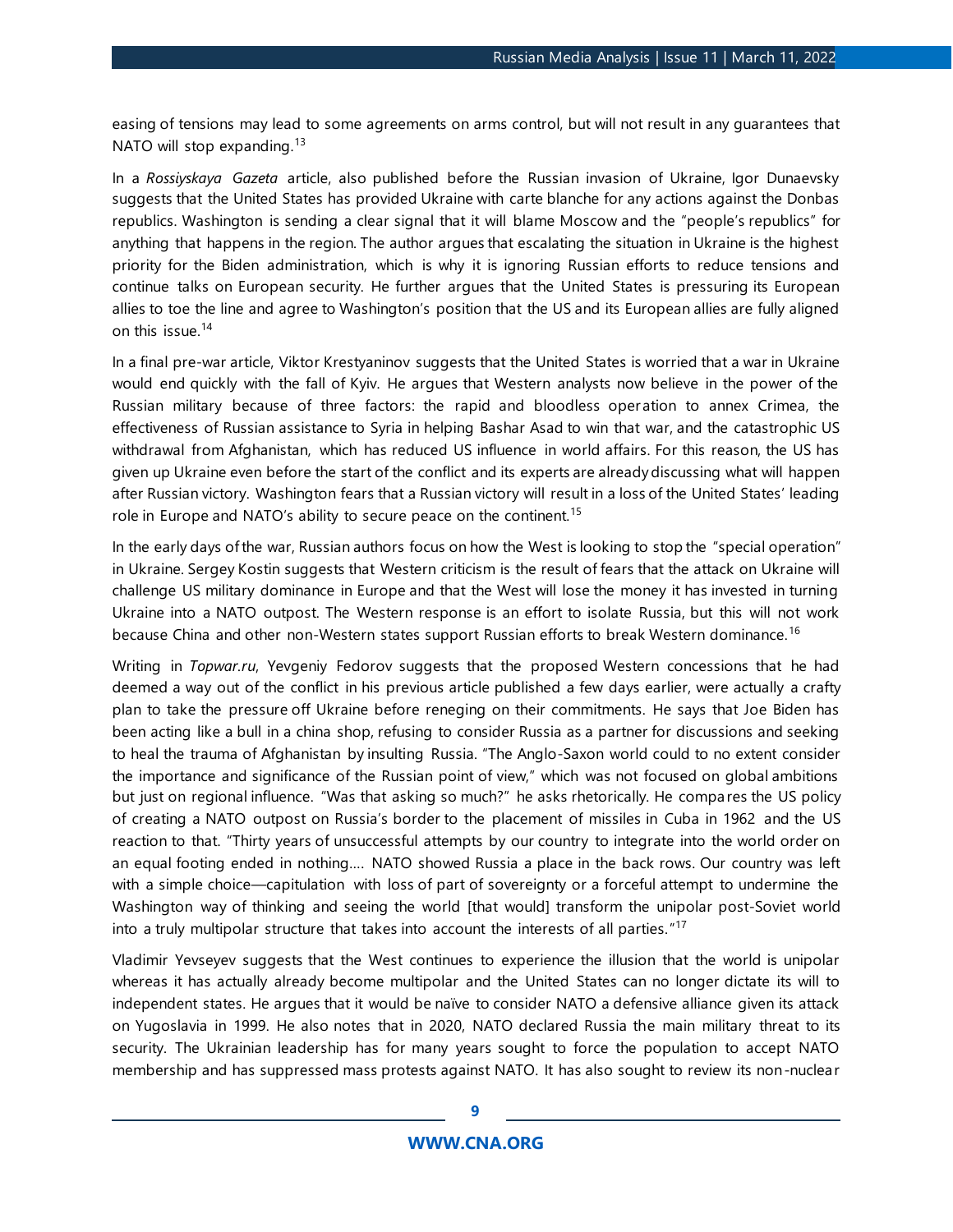easing of tensions may lead to some agreements on arms control, but will not result in any guarantees that NATO will stop expanding.[13]

In a *Rossiyskaya Gazeta* article, also published before the Russian invasion of Ukraine, Igor Dunaevsky suggests that the United States has provided Ukraine with carte blanche for any actions against the Donbas republics. Washington is sending a clear signal that it will blame Moscow and the "people's republics" for anything that happens in the region. The author argues that escalating the situation in Ukraine is the highest priority for the Biden administration, which is why it is ignoring Russian efforts to reduce tensions and continue talks on European security. He further argues that the United States is pressuring its European allies to toe the line and agree to Washington's position that the US and its European allies are fully aligned on this issue.[14]

In a final pre-war article, Viktor Krestyaninov suggests that the United States is worried that a war in Ukraine would end quickly with the fall of Kyiv. He argues that Western analysts now believe in the power of the Russian military because of three factors: the rapid and bloodless operation to annex Crimea, the effectiveness of Russian assistance to Syria in helping Bashar Asad to win that war, and the catastrophic US withdrawal from Afghanistan, which has reduced US influence in world affairs. For this reason, the US has given up Ukraine even before the start of the conflict and its experts are already discussing what will happen after Russian victory. Washington fears that a Russian victory will result in a loss of the United States' leading role in Europe and NATO's ability to secure peace on the continent.[15]

In the early days of the war, Russian authors focus on how the West is looking to stop the "special operation" in Ukraine. Sergey Kostin suggests that Western criticism is the result of fears that the attack on Ukraine will challenge US military dominance in Europe and that the West will lose the money it has invested in turning Ukraine into a NATO outpost. The Western response is an effort to isolate Russia, but this will not work because China and other non-Western states support Russian efforts to break Western dominance.[16]

Writing in *Topwar.ru*, Yevgeniy Fedorov suggests that the proposed Western concessions that he had deemed a way out of the conflict in his previous article published a few days earlier, were actually a crafty plan to take the pressure off Ukraine before reneging on their commitments. He says that Joe Biden has been acting like a bull in a china shop, refusing to consider Russia as a partner for discussions and seeking to heal the trauma of Afghanistan by insulting Russia. "The Anglo-Saxon world could to no extent consider the importance and significance of the Russian point of view," which was not focused on global ambitions but just on regional influence. "Was that asking so much?" he asks rhetorically. He compares the US policy of creating a NATO outpost on Russia's border to the placement of missiles in Cuba in 1962 and the US reaction to that. "Thirty years of unsuccessful attempts by our country to integrate into the world order on an equal footing ended in nothing.... NATO showed Russia a place in the back rows. Our country was left with a simple choice—capitulation with loss of part of sovereignty or a forceful attempt to undermine the Washington way of thinking and seeing the world [that would] transform the unipolar post-Soviet world into a truly multipolar structure that takes into account the interests of all parties."[17]

Vladimir Yevseyev suggests that the West continues to experience the illusion that the world is unipolar whereas it has actually already become multipolar and the United States can no longer dictate its will to independent states. He argues that it would be naïve to consider NATO a defensive alliance given its attack on Yugoslavia in 1999. He also notes that in 2020, NATO declared Russia the main military threat to its security. The Ukrainian leadership has for many years sought to force the population to accept NATO membership and has suppressed mass protests against NATO. It has also sought to review its non-nuclear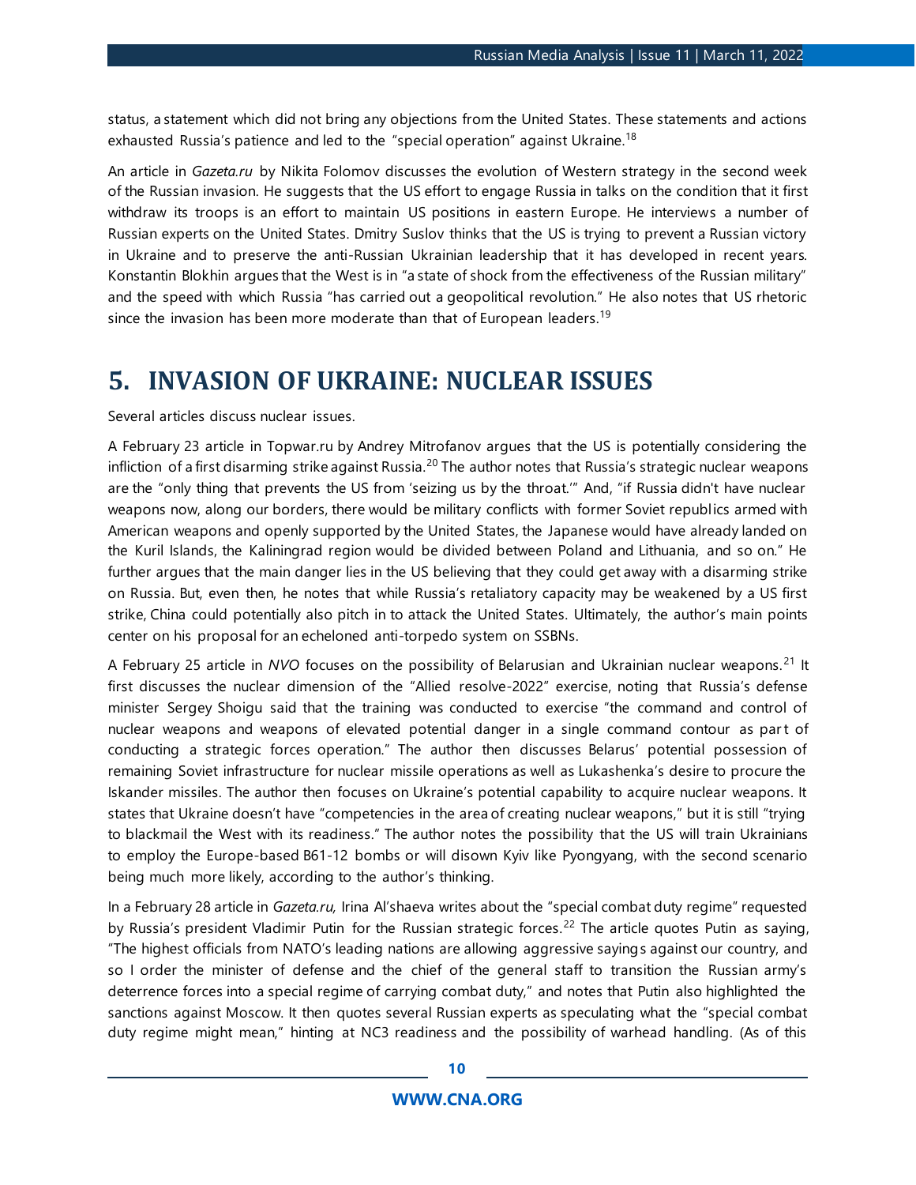status, a statement which did not bring any objections from the United States. These statements and actions exhausted Russia's patience and led to the "special operation" against Ukraine.[18]

An article in *Gazeta.ru* by Nikita Folomov discusses the evolution of Western strategy in the second week of the Russian invasion. He suggests that the US effort to engage Russia in talks on the condition that it first withdraw its troops is an effort to maintain US positions in eastern Europe. He interviews a number of Russian experts on the United States. Dmitry Suslov thinks that the US is trying to prevent a Russian victory in Ukraine and to preserve the anti-Russian Ukrainian leadership that it has developed in recent years. Konstantin Blokhin argues that the West is in "a state of shock from the effectiveness of the Russian military" and the speed with which Russia "has carried out a geopolitical revolution." He also notes that US rhetoric since the invasion has been more moderate than that of European leaders.[19]

# 5. INVASION OF UKRAINE: NUCLEAR ISSUES

Several articles discuss nuclear issues.

A February 23 article in Topwar.ru by Andrey Mitrofanov argues that the US is potentially considering the infliction of a first disarming strike against Russia.[20] The author notes that Russia's strategic nuclear weapons are the "only thing that prevents the US from 'seizing us by the throat.'" And, "if Russia didn't have nuclear weapons now, along our borders, there would be military conflicts with former Soviet republics armed with American weapons and openly supported by the United States, the Japanese would have already landed on the Kuril Islands, the Kaliningrad region would be divided between Poland and Lithuania, and so on." He further argues that the main danger lies in the US believing that they could get away with a disarming strike on Russia. But, even then, he notes that while Russia's retaliatory capacity may be weakened by a US first strike, China could potentially also pitch in to attack the United States. Ultimately, the author's main points center on his proposal for an echeloned anti-torpedo system on SSBNs.

A February 25 article in *NVO* focuses on the possibility of Belarusian and Ukrainian nuclear weapons.[21] It first discusses the nuclear dimension of the "Allied resolve-2022" exercise, noting that Russia's defense minister Sergey Shoigu said that the training was conducted to exercise "the command and control of nuclear weapons and weapons of elevated potential danger in a single command contour as part of conducting a strategic forces operation." The author then discusses Belarus' potential possession of remaining Soviet infrastructure for nuclear missile operations as well as Lukashenka's desire to procure the Iskander missiles. The author then focuses on Ukraine's potential capability to acquire nuclear weapons. It states that Ukraine doesn't have "competencies in the area of creating nuclear weapons," but it is still "trying to blackmail the West with its readiness." The author notes the possibility that the US will train Ukrainians to employ the Europe-based B61-12 bombs or will disown Kyiv like Pyongyang, with the second scenario being much more likely, according to the author's thinking.

In a February 28 article in *Gazeta.ru,* Irina Al'shaeva writes about the "special combat duty regime" requested by Russia's president Vladimir Putin for the Russian strategic forces.[22] The article quotes Putin as saying, "The highest officials from NATO's leading nations are allowing aggressive sayings against our country, and so I order the minister of defense and the chief of the general staff to transition the Russian army's deterrence forces into a special regime of carrying combat duty," and notes that Putin also highlighted the sanctions against Moscow. It then quotes several Russian experts as speculating what the "special combat duty regime might mean," hinting at NC3 readiness and the possibility of warhead handling. (As of this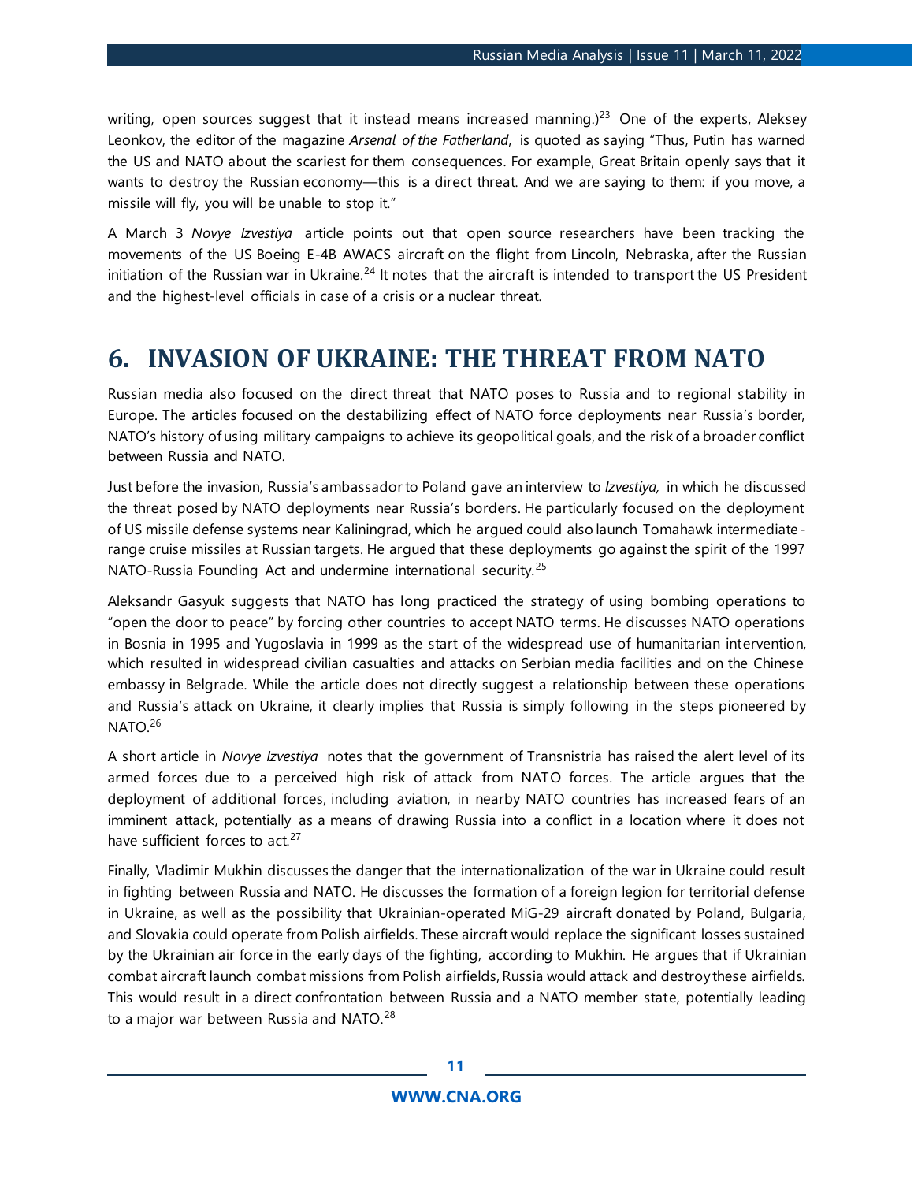writing, open sources suggest that it instead means increased manning.)[23] One of the experts, Aleksey Leonkov, the editor of the magazine *Arsenal of the Fatherland*, is quoted as saying "Thus, Putin has warned the US and NATO about the scariest for them consequences. For example, Great Britain openly says that it wants to destroy the Russian economy—this is a direct threat. And we are saying to them: if you move, a missile will fly, you will be unable to stop it."

A March 3 *Novye Izvestiya* article points out that open source researchers have been tracking the movements of the US Boeing E-4B AWACS aircraft on the flight from Lincoln, Nebraska, after the Russian initiation of the Russian war in Ukraine.[24] It notes that the aircraft is intended to transport the US President and the highest-level officials in case of a crisis or a nuclear threat.

# 6. INVASION OF UKRAINE: THE THREAT FROM NATO

Russian media also focused on the direct threat that NATO poses to Russia and to regional stability in Europe. The articles focused on the destabilizing effect of NATO force deployments near Russia's border, NATO's history of using military campaigns to achieve its geopolitical goals, and the risk of a broader conflict between Russia and NATO.

Just before the invasion, Russia's ambassador to Poland gave an interview to *Izvestiya,* in which he discussed the threat posed by NATO deployments near Russia's borders. He particularly focused on the deployment of US missile defense systems near Kaliningrad, which he argued could also launch Tomahawk intermediate-range cruise missiles at Russian targets. He argued that these deployments go against the spirit of the 1997 NATO-Russia Founding Act and undermine international security.[25]

Aleksandr Gasyuk suggests that NATO has long practiced the strategy of using bombing operations to "open the door to peace" by forcing other countries to accept NATO terms. He discusses NATO operations in Bosnia in 1995 and Yugoslavia in 1999 as the start of the widespread use of humanitarian intervention, which resulted in widespread civilian casualties and attacks on Serbian media facilities and on the Chinese embassy in Belgrade. While the article does not directly suggest a relationship between these operations and Russia's attack on Ukraine, it clearly implies that Russia is simply following in the steps pioneered by NATO.[26]

A short article in *Novye Izvestiya* notes that the government of Transnistria has raised the alert level of its armed forces due to a perceived high risk of attack from NATO forces. The article argues that the deployment of additional forces, including aviation, in nearby NATO countries has increased fears of an imminent attack, potentially as a means of drawing Russia into a conflict in a location where it does not have sufficient forces to act.[27]

Finally, Vladimir Mukhin discusses the danger that the internationalization of the war in Ukraine could result in fighting between Russia and NATO. He discusses the formation of a foreign legion for territorial defense in Ukraine, as well as the possibility that Ukrainian-operated MiG-29 aircraft donated by Poland, Bulgaria, and Slovakia could operate from Polish airfields. These aircraft would replace the significant losses sustained by the Ukrainian air force in the early days of the fighting, according to Mukhin. He argues that if Ukrainian combat aircraft launch combat missions from Polish airfields, Russia would attack and destroy these airfields. This would result in a direct confrontation between Russia and a NATO member state, potentially leading to a major war between Russia and NATO.[28]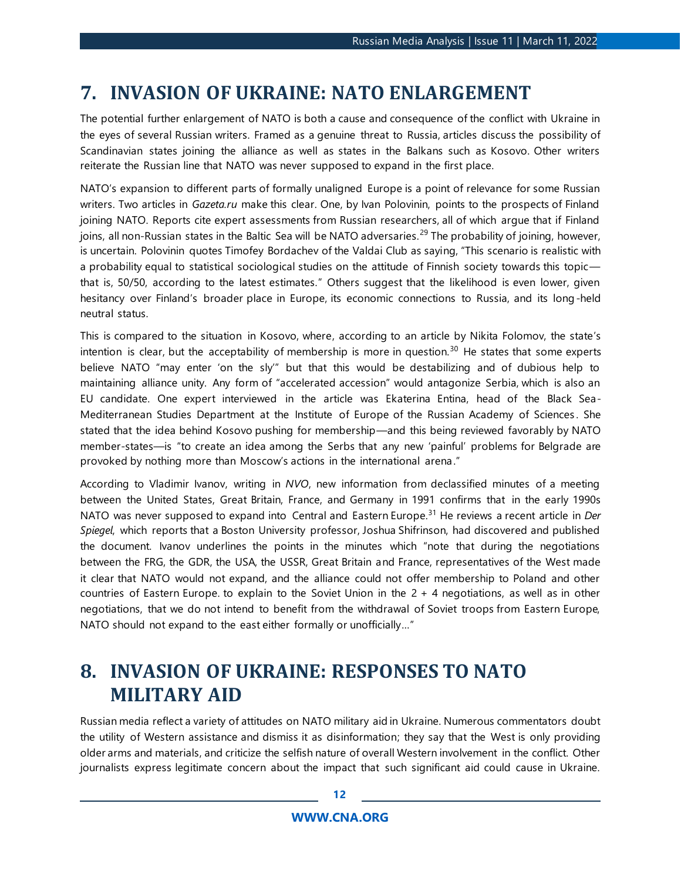# 7. INVASION OF UKRAINE: NATO ENLARGEMENT

The potential further enlargement of NATO is both a cause and consequence of the conflict with Ukraine in the eyes of several Russian writers. Framed as a genuine threat to Russia, articles discuss the possibility of Scandinavian states joining the alliance as well as states in the Balkans such as Kosovo. Other writers reiterate the Russian line that NATO was never supposed to expand in the first place.

NATO's expansion to different parts of formally unaligned Europe is a point of relevance for some Russian writers. Two articles in *Gazeta.ru* make this clear. One, by Ivan Polovinin, points to the prospects of Finland joining NATO. Reports cite expert assessments from Russian researchers, all of which argue that if Finland joins, all non-Russian states in the Baltic Sea will be NATO adversaries.[29] The probability of joining, however, is uncertain. Polovinin quotes Timofey Bordachev of the Valdai Club as saying, "This scenario is realistic with a probability equal to statistical sociological studies on the attitude of Finnish society towards this topic—that is, 50/50, according to the latest estimates." Others suggest that the likelihood is even lower, given hesitancy over Finland's broader place in Europe, its economic connections to Russia, and its long-held neutral status.

This is compared to the situation in Kosovo, where, according to an article by Nikita Folomov, the state's intention is clear, but the acceptability of membership is more in question.[30] He states that some experts believe NATO "may enter 'on the sly'" but that this would be destabilizing and of dubious help to maintaining alliance unity. Any form of "accelerated accession" would antagonize Serbia, which is also an EU candidate. One expert interviewed in the article was Ekaterina Entina, head of the Black Sea-Mediterranean Studies Department at the Institute of Europe of the Russian Academy of Sciences. She stated that the idea behind Kosovo pushing for membership—and this being reviewed favorably by NATO member-states—is "to create an idea among the Serbs that any new 'painful' problems for Belgrade are provoked by nothing more than Moscow's actions in the international arena."

According to Vladimir Ivanov, writing in *NVO*, new information from declassified minutes of a meeting between the United States, Great Britain, France, and Germany in 1991 confirms that in the early 1990s NATO was never supposed to expand into Central and Eastern Europe.[31] He reviews a recent article in *Der Spiegel*, which reports that a Boston University professor, Joshua Shifrinson, had discovered and published the document. Ivanov underlines the points in the minutes which "note that during the negotiations between the FRG, the GDR, the USA, the USSR, Great Britain and France, representatives of the West made it clear that NATO would not expand, and the alliance could not offer membership to Poland and other countries of Eastern Europe. to explain to the Soviet Union in the 2 + 4 negotiations, as well as in other negotiations, that we do not intend to benefit from the withdrawal of Soviet troops from Eastern Europe, NATO should not expand to the east either formally or unofficially…"

# 8. INVASION OF UKRAINE: RESPONSES TO NATO MILITARY AID

Russian media reflect a variety of attitudes on NATO military aid in Ukraine. Numerous commentators doubt the utility of Western assistance and dismiss it as disinformation; they say that the West is only providing older arms and materials, and criticize the selfish nature of overall Western involvement in the conflict. Other journalists express legitimate concern about the impact that such significant aid could cause in Ukraine.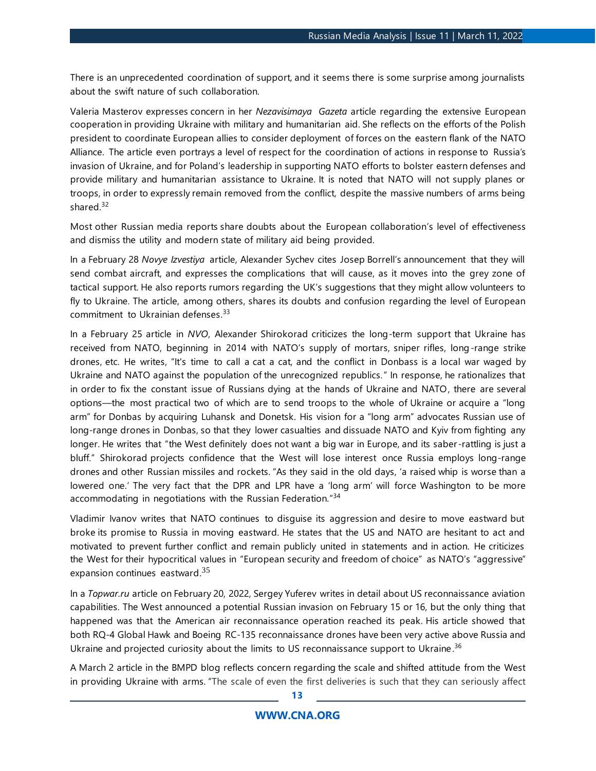There is an unprecedented coordination of support, and it seems there is some surprise among journalists about the swift nature of such collaboration.

Valeria Masterov expresses concern in her *Nezavisimaya Gazeta* article regarding the extensive European cooperation in providing Ukraine with military and humanitarian aid. She reflects on the efforts of the Polish president to coordinate European allies to consider deployment of forces on the eastern flank of the NATO Alliance. The article even portrays a level of respect for the coordination of actions in response to Russia's invasion of Ukraine, and for Poland's leadership in supporting NATO efforts to bolster eastern defenses and provide military and humanitarian assistance to Ukraine. It is noted that NATO will not supply planes or troops, in order to expressly remain removed from the conflict, despite the massive numbers of arms being shared.[32]

Most other Russian media reports share doubts about the European collaboration's level of effectiveness and dismiss the utility and modern state of military aid being provided.

In a February 28 *Novye Izvestiya* article, Alexander Sychev cites Josep Borrell's announcement that they will send combat aircraft, and expresses the complications that will cause, as it moves into the grey zone of tactical support. He also reports rumors regarding the UK's suggestions that they might allow volunteers to fly to Ukraine. The article, among others, shares its doubts and confusion regarding the level of European commitment to Ukrainian defenses.[33]

In a February 25 article in *NVO*, Alexander Shirokorad criticizes the long-term support that Ukraine has received from NATO, beginning in 2014 with NATO's supply of mortars, sniper rifles, long-range strike drones, etc. He writes, "It's time to call a cat a cat, and the conflict in Donbass is a local war waged by Ukraine and NATO against the population of the unrecognized republics." In response, he rationalizes that in order to fix the constant issue of Russians dying at the hands of Ukraine and NATO, there are several options—the most practical two of which are to send troops to the whole of Ukraine or acquire a "long arm" for Donbas by acquiring Luhansk and Donetsk. His vision for a "long arm" advocates Russian use of long-range drones in Donbas, so that they lower casualties and dissuade NATO and Kyiv from fighting any longer. He writes that "the West definitely does not want a big war in Europe, and its saber-rattling is just a bluff." Shirokorad projects confidence that the West will lose interest once Russia employs long-range drones and other Russian missiles and rockets. "As they said in the old days, 'a raised whip is worse than a lowered one.' The very fact that the DPR and LPR have a 'long arm' will force Washington to be more accommodating in negotiations with the Russian Federation."[34]

Vladimir Ivanov writes that NATO continues to disguise its aggression and desire to move eastward but broke its promise to Russia in moving eastward. He states that the US and NATO are hesitant to act and motivated to prevent further conflict and remain publicly united in statements and in action. He criticizes the West for their hypocritical values in "European security and freedom of choice" as NATO's "aggressive" expansion continues eastward.[35]

In a *Topwar.ru* article on February 20, 2022, Sergey Yuferev writes in detail about US reconnaissance aviation capabilities. The West announced a potential Russian invasion on February 15 or 16, but the only thing that happened was that the American air reconnaissance operation reached its peak. His article showed that both RQ-4 Global Hawk and Boeing RC-135 reconnaissance drones have been very active above Russia and Ukraine and projected curiosity about the limits to US reconnaissance support to Ukraine.[36]

A March 2 article in the BMPD blog reflects concern regarding the scale and shifted attitude from the West in providing Ukraine with arms. "The scale of even the first deliveries is such that they can seriously affect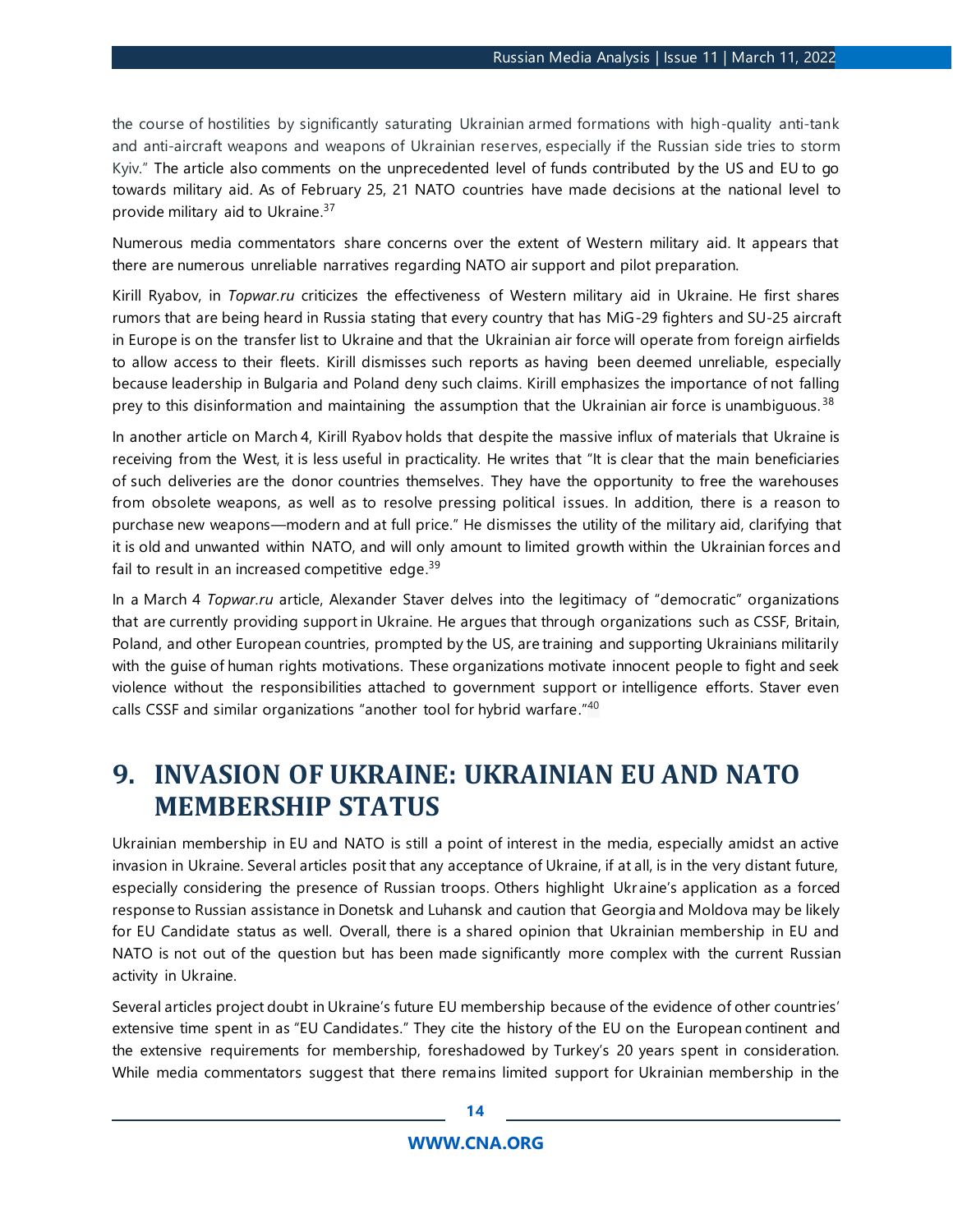the course of hostilities by significantly saturating Ukrainian armed formations with high-quality anti-tank and anti-aircraft weapons and weapons of Ukrainian reserves, especially if the Russian side tries to storm Kyiv." The article also comments on the unprecedented level of funds contributed by the US and EU to go towards military aid. As of February 25, 21 NATO countries have made decisions at the national level to provide military aid to Ukraine.[37]

Numerous media commentators share concerns over the extent of Western military aid. It appears that there are numerous unreliable narratives regarding NATO air support and pilot preparation.

Kirill Ryabov, in *Topwar.ru* criticizes the effectiveness of Western military aid in Ukraine. He first shares rumors that are being heard in Russia stating that every country that has MiG-29 fighters and SU-25 aircraft in Europe is on the transfer list to Ukraine and that the Ukrainian air force will operate from foreign airfields to allow access to their fleets. Kirill dismisses such reports as having been deemed unreliable, especially because leadership in Bulgaria and Poland deny such claims. Kirill emphasizes the importance of not falling prey to this disinformation and maintaining the assumption that the Ukrainian air force is unambiguous.[38]

In another article on March 4, Kirill Ryabov holds that despite the massive influx of materials that Ukraine is receiving from the West, it is less useful in practicality. He writes that "It is clear that the main beneficiaries of such deliveries are the donor countries themselves. They have the opportunity to free the warehouses from obsolete weapons, as well as to resolve pressing political issues. In addition, there is a reason to purchase new weapons—modern and at full price." He dismisses the utility of the military aid, clarifying that it is old and unwanted within NATO, and will only amount to limited growth within the Ukrainian forces and fail to result in an increased competitive edge.[39]

In a March 4 *Topwar.ru* article, Alexander Staver delves into the legitimacy of "democratic" organizations that are currently providing support in Ukraine. He argues that through organizations such as CSSF, Britain, Poland, and other European countries, prompted by the US, are training and supporting Ukrainians militarily with the guise of human rights motivations. These organizations motivate innocent people to fight and seek violence without the responsibilities attached to government support or intelligence efforts. Staver even calls CSSF and similar organizations "another tool for hybrid warfare."[40]

# 9. INVASION OF UKRAINE: UKRAINIAN EU AND NATO MEMBERSHIP STATUS

Ukrainian membership in EU and NATO is still a point of interest in the media, especially amidst an active invasion in Ukraine. Several articles posit that any acceptance of Ukraine, if at all, is in the very distant future, especially considering the presence of Russian troops. Others highlight Ukraine's application as a forced response to Russian assistance in Donetsk and Luhansk and caution that Georgia and Moldova may be likely for EU Candidate status as well. Overall, there is a shared opinion that Ukrainian membership in EU and NATO is not out of the question but has been made significantly more complex with the current Russian activity in Ukraine.

Several articles project doubt in Ukraine's future EU membership because of the evidence of other countries' extensive time spent in as "EU Candidates." They cite the history of the EU on the European continent and the extensive requirements for membership, foreshadowed by Turkey's 20 years spent in consideration. While media commentators suggest that there remains limited support for Ukrainian membership in the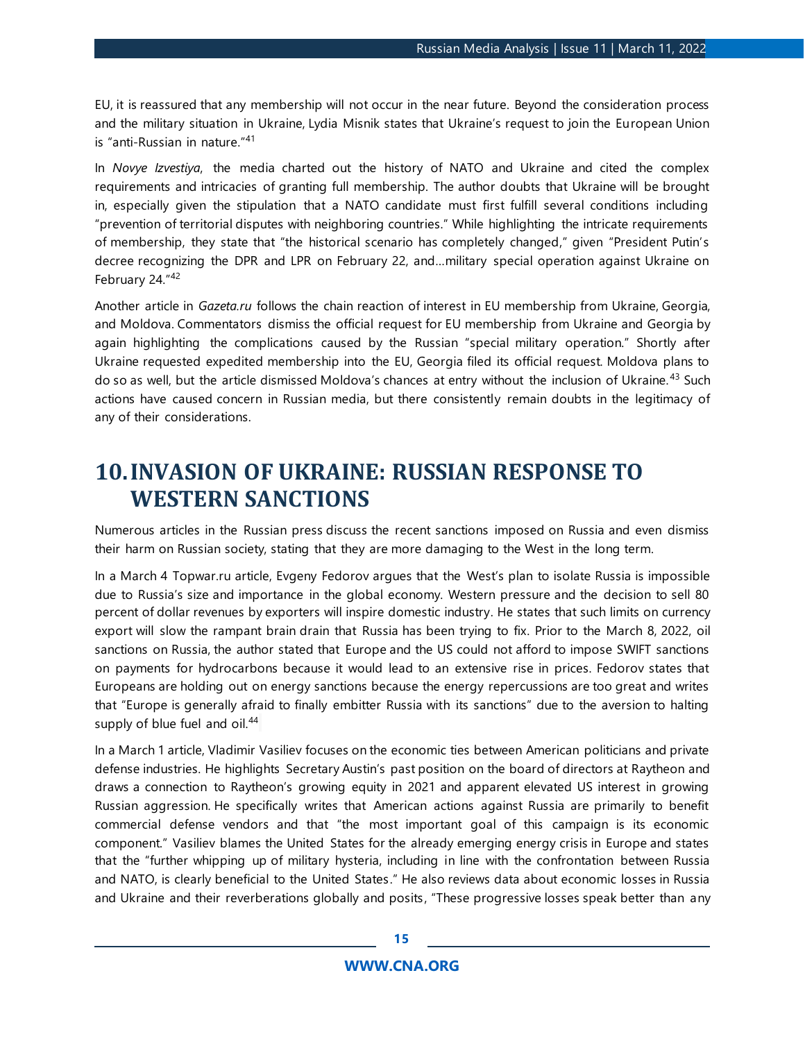EU, it is reassured that any membership will not occur in the near future. Beyond the consideration process and the military situation in Ukraine, Lydia Misnik states that Ukraine's request to join the European Union is "anti-Russian in nature."[41]

In *Novye Izvestiya*, the media charted out the history of NATO and Ukraine and cited the complex requirements and intricacies of granting full membership. The author doubts that Ukraine will be brought in, especially given the stipulation that a NATO candidate must first fulfill several conditions including "prevention of territorial disputes with neighboring countries." While highlighting the intricate requirements of membership, they state that "the historical scenario has completely changed," given "President Putin's decree recognizing the DPR and LPR on February 22, and…military special operation against Ukraine on February 24."[42]

Another article in *Gazeta.ru* follows the chain reaction of interest in EU membership from Ukraine, Georgia, and Moldova. Commentators dismiss the official request for EU membership from Ukraine and Georgia by again highlighting the complications caused by the Russian "special military operation." Shortly after Ukraine requested expedited membership into the EU, Georgia filed its official request. Moldova plans to do so as well, but the article dismissed Moldova's chances at entry without the inclusion of Ukraine.[43] Such actions have caused concern in Russian media, but there consistently remain doubts in the legitimacy of any of their considerations.

# 10. INVASION OF UKRAINE: RUSSIAN RESPONSE TO WESTERN SANCTIONS

Numerous articles in the Russian press discuss the recent sanctions imposed on Russia and even dismiss their harm on Russian society, stating that they are more damaging to the West in the long term.

In a March 4 Topwar.ru article, Evgeny Fedorov argues that the West's plan to isolate Russia is impossible due to Russia's size and importance in the global economy. Western pressure and the decision to sell 80 percent of dollar revenues by exporters will inspire domestic industry. He states that such limits on currency export will slow the rampant brain drain that Russia has been trying to fix. Prior to the March 8, 2022, oil sanctions on Russia, the author stated that Europe and the US could not afford to impose SWIFT sanctions on payments for hydrocarbons because it would lead to an extensive rise in prices. Fedorov states that Europeans are holding out on energy sanctions because the energy repercussions are too great and writes that "Europe is generally afraid to finally embitter Russia with its sanctions" due to the aversion to halting supply of blue fuel and oil.[44]

In a March 1 article, Vladimir Vasiliev focuses on the economic ties between American politicians and private defense industries. He highlights Secretary Austin's past position on the board of directors at Raytheon and draws a connection to Raytheon's growing equity in 2021 and apparent elevated US interest in growing Russian aggression. He specifically writes that American actions against Russia are primarily to benefit commercial defense vendors and that "the most important goal of this campaign is its economic component." Vasiliev blames the United States for the already emerging energy crisis in Europe and states that the "further whipping up of military hysteria, including in line with the confrontation between Russia and NATO, is clearly beneficial to the United States." He also reviews data about economic losses in Russia and Ukraine and their reverberations globally and posits, "These progressive losses speak better than any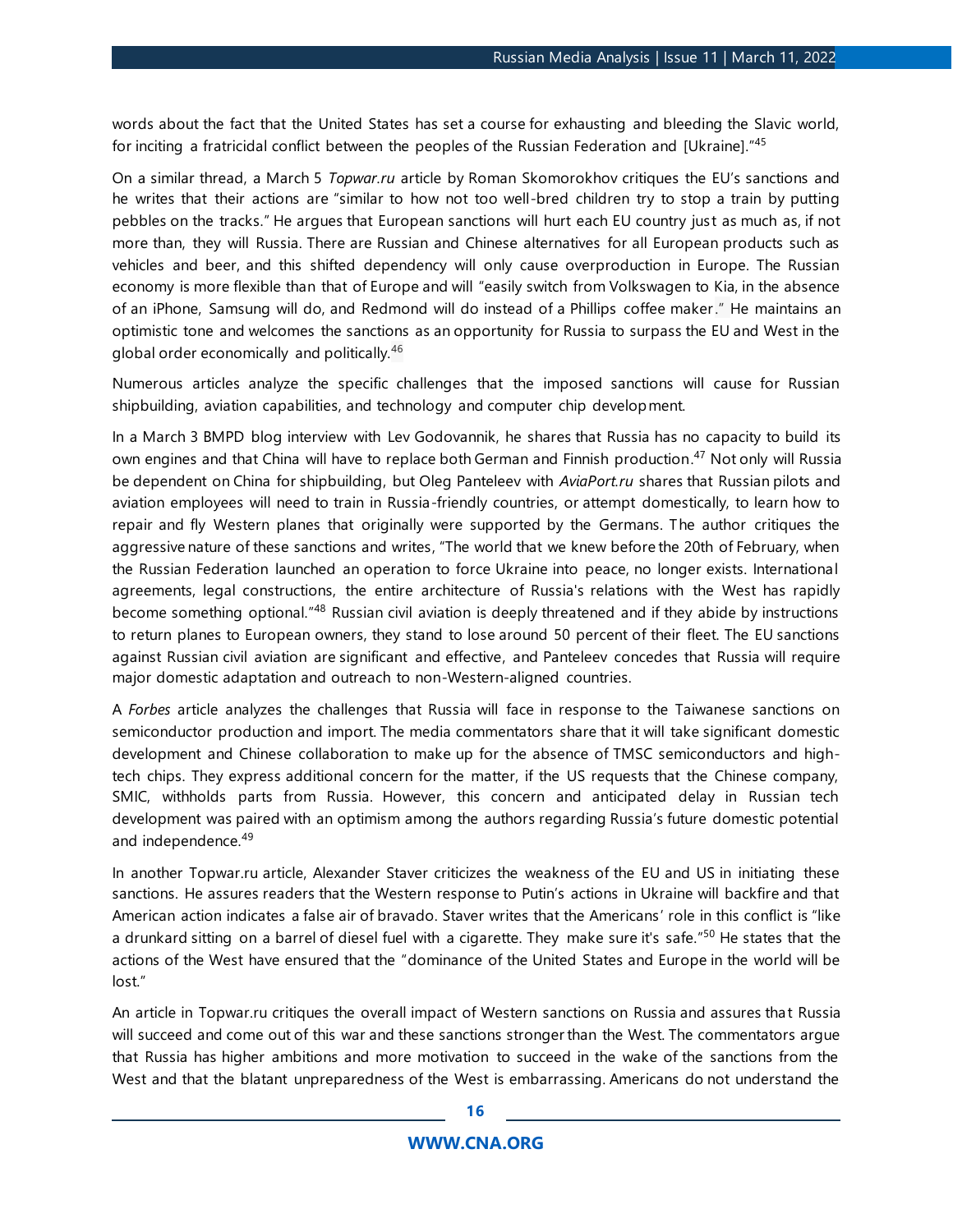words about the fact that the United States has set a course for exhausting and bleeding the Slavic world, for inciting a fratricidal conflict between the peoples of the Russian Federation and [Ukraine]."[45]

On a similar thread, a March 5 *Topwar.ru* article by Roman Skomorokhov critiques the EU's sanctions and he writes that their actions are "similar to how not too well-bred children try to stop a train by putting pebbles on the tracks." He argues that European sanctions will hurt each EU country just as much as, if not more than, they will Russia. There are Russian and Chinese alternatives for all European products such as vehicles and beer, and this shifted dependency will only cause overproduction in Europe. The Russian economy is more flexible than that of Europe and will "easily switch from Volkswagen to Kia, in the absence of an iPhone, Samsung will do, and Redmond will do instead of a Phillips coffee maker." He maintains an optimistic tone and welcomes the sanctions as an opportunity for Russia to surpass the EU and West in the global order economically and politically.[46]

Numerous articles analyze the specific challenges that the imposed sanctions will cause for Russian shipbuilding, aviation capabilities, and technology and computer chip development.

In a March 3 BMPD blog interview with Lev Godovannik, he shares that Russia has no capacity to build its own engines and that China will have to replace both German and Finnish production.[47] Not only will Russia be dependent on China for shipbuilding, but Oleg Panteleev with *AviaPort.ru* shares that Russian pilots and aviation employees will need to train in Russia-friendly countries, or attempt domestically, to learn how to repair and fly Western planes that originally were supported by the Germans. The author critiques the aggressive nature of these sanctions and writes, "The world that we knew before the 20th of February, when the Russian Federation launched an operation to force Ukraine into peace, no longer exists. International agreements, legal constructions, the entire architecture of Russia's relations with the West has rapidly become something optional."[48] Russian civil aviation is deeply threatened and if they abide by instructions to return planes to European owners, they stand to lose around 50 percent of their fleet. The EU sanctions against Russian civil aviation are significant and effective, and Panteleev concedes that Russia will require major domestic adaptation and outreach to non-Western-aligned countries.

A *Forbes* article analyzes the challenges that Russia will face in response to the Taiwanese sanctions on semiconductor production and import. The media commentators share that it will take significant domestic development and Chinese collaboration to make up for the absence of TMSC semiconductors and high-tech chips. They express additional concern for the matter, if the US requests that the Chinese company, SMIC, withholds parts from Russia. However, this concern and anticipated delay in Russian tech development was paired with an optimism among the authors regarding Russia's future domestic potential and independence.[49]

In another Topwar.ru article, Alexander Staver criticizes the weakness of the EU and US in initiating these sanctions. He assures readers that the Western response to Putin's actions in Ukraine will backfire and that American action indicates a false air of bravado. Staver writes that the Americans' role in this conflict is "like a drunkard sitting on a barrel of diesel fuel with a cigarette. They make sure it's safe."[50] He states that the actions of the West have ensured that the "dominance of the United States and Europe in the world will be lost."

An article in Topwar.ru critiques the overall impact of Western sanctions on Russia and assures that Russia will succeed and come out of this war and these sanctions stronger than the West. The commentators argue that Russia has higher ambitions and more motivation to succeed in the wake of the sanctions from the West and that the blatant unpreparedness of the West is embarrassing. Americans do not understand the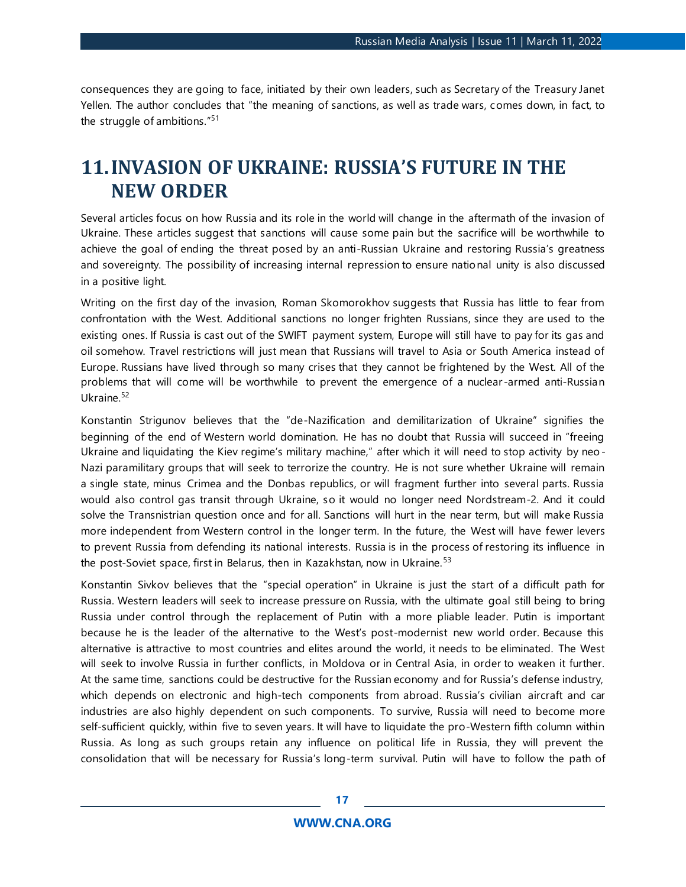consequences they are going to face, initiated by their own leaders, such as Secretary of the Treasury Janet Yellen. The author concludes that "the meaning of sanctions, as well as trade wars, comes down, in fact, to the struggle of ambitions."[51]

# 11. INVASION OF UKRAINE: RUSSIA'S FUTURE IN THE NEW ORDER

Several articles focus on how Russia and its role in the world will change in the aftermath of the invasion of Ukraine. These articles suggest that sanctions will cause some pain but the sacrifice will be worthwhile to achieve the goal of ending the threat posed by an anti-Russian Ukraine and restoring Russia's greatness and sovereignty. The possibility of increasing internal repression to ensure national unity is also discussed in a positive light.

Writing on the first day of the invasion, Roman Skomorokhov suggests that Russia has little to fear from confrontation with the West. Additional sanctions no longer frighten Russians, since they are used to the existing ones. If Russia is cast out of the SWIFT payment system, Europe will still have to pay for its gas and oil somehow. Travel restrictions will just mean that Russians will travel to Asia or South America instead of Europe. Russians have lived through so many crises that they cannot be frightened by the West. All of the problems that will come will be worthwhile to prevent the emergence of a nuclear-armed anti-Russian Ukraine.[52]

Konstantin Strigunov believes that the "de-Nazification and demilitarization of Ukraine" signifies the beginning of the end of Western world domination. He has no doubt that Russia will succeed in "freeing Ukraine and liquidating the Kiev regime's military machine," after which it will need to stop activity by neo-Nazi paramilitary groups that will seek to terrorize the country. He is not sure whether Ukraine will remain a single state, minus Crimea and the Donbas republics, or will fragment further into several parts. Russia would also control gas transit through Ukraine, so it would no longer need Nordstream-2. And it could solve the Transnistrian question once and for all. Sanctions will hurt in the near term, but will make Russia more independent from Western control in the longer term. In the future, the West will have fewer levers to prevent Russia from defending its national interests. Russia is in the process of restoring its influence in the post-Soviet space, first in Belarus, then in Kazakhstan, now in Ukraine.[53]

Konstantin Sivkov believes that the "special operation" in Ukraine is just the start of a difficult path for Russia. Western leaders will seek to increase pressure on Russia, with the ultimate goal still being to bring Russia under control through the replacement of Putin with a more pliable leader. Putin is important because he is the leader of the alternative to the West's post-modernist new world order. Because this alternative is attractive to most countries and elites around the world, it needs to be eliminated. The West will seek to involve Russia in further conflicts, in Moldova or in Central Asia, in order to weaken it further. At the same time, sanctions could be destructive for the Russian economy and for Russia's defense industry, which depends on electronic and high-tech components from abroad. Russia's civilian aircraft and car industries are also highly dependent on such components. To survive, Russia will need to become more self-sufficient quickly, within five to seven years. It will have to liquidate the pro-Western fifth column within Russia. As long as such groups retain any influence on political life in Russia, they will prevent the consolidation that will be necessary for Russia's long-term survival. Putin will have to follow the path of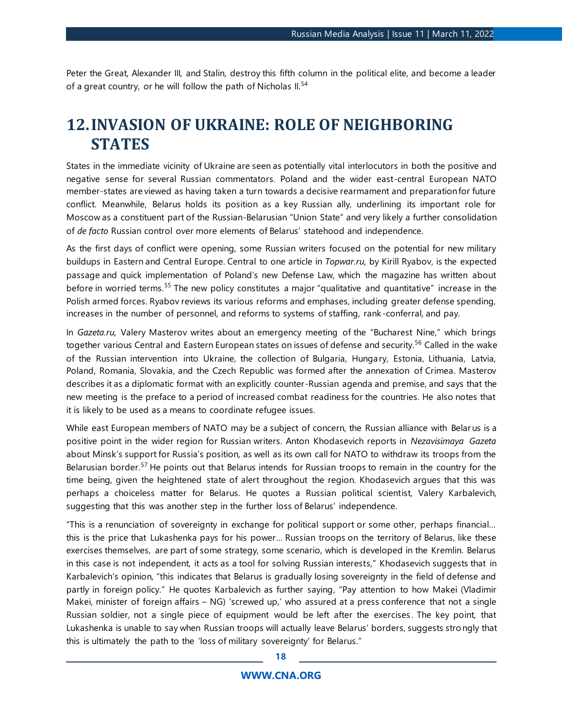Peter the Great, Alexander III, and Stalin, destroy this fifth column in the political elite, and become a leader of a great country, or he will follow the path of Nicholas II.[54]

# 12. INVASION OF UKRAINE: ROLE OF NEIGHBORING STATES

States in the immediate vicinity of Ukraine are seen as potentially vital interlocutors in both the positive and negative sense for several Russian commentators. Poland and the wider east-central European NATO member-states are viewed as having taken a turn towards a decisive rearmament and preparation for future conflict. Meanwhile, Belarus holds its position as a key Russian ally, underlining its important role for Moscow as a constituent part of the Russian-Belarusian "Union State" and very likely a further consolidation of *de facto* Russian control over more elements of Belarus' statehood and independence.

As the first days of conflict were opening, some Russian writers focused on the potential for new military buildups in Eastern and Central Europe. Central to one article in *Topwar.ru,* by Kirill Ryabov, is the expected passage and quick implementation of Poland's new Defense Law, which the magazine has written about before in worried terms.[55] The new policy constitutes a major "qualitative and quantitative" increase in the Polish armed forces. Ryabov reviews its various reforms and emphases, including greater defense spending, increases in the number of personnel, and reforms to systems of staffing, rank-conferral, and pay.

In *Gazeta.ru,* Valery Masterov writes about an emergency meeting of the "Bucharest Nine," which brings together various Central and Eastern European states on issues of defense and security.[56] Called in the wake of the Russian intervention into Ukraine, the collection of Bulgaria, Hungary, Estonia, Lithuania, Latvia, Poland, Romania, Slovakia, and the Czech Republic was formed after the annexation of Crimea. Masterov describes it as a diplomatic format with an explicitly counter-Russian agenda and premise, and says that the new meeting is the preface to a period of increased combat readiness for the countries. He also notes that it is likely to be used as a means to coordinate refugee issues.

While east European members of NATO may be a subject of concern, the Russian alliance with Belarus is a positive point in the wider region for Russian writers. Anton Khodasevich reports in *Nezavisimaya Gazeta* about Minsk's support for Russia's position, as well as its own call for NATO to withdraw its troops from the Belarusian border.[57] He points out that Belarus intends for Russian troops to remain in the country for the time being, given the heightened state of alert throughout the region. Khodasevich argues that this was perhaps a choiceless matter for Belarus. He quotes a Russian political scientist, Valery Karbalevich, suggesting that this was another step in the further loss of Belarus' independence.

"This is a renunciation of sovereignty in exchange for political support or some other, perhaps financial… this is the price that Lukashenka pays for his power… Russian troops on the territory of Belarus, like these exercises themselves, are part of some strategy, some scenario, which is developed in the Kremlin. Belarus in this case is not independent, it acts as a tool for solving Russian interests," Khodasevich suggests that in Karbalevich's opinion, "this indicates that Belarus is gradually losing sovereignty in the field of defense and partly in foreign policy." He quotes Karbalevich as further saying, "Pay attention to how Makei (Vladimir Makei, minister of foreign affairs – NG) 'screwed up,' who assured at a press conference that not a single Russian soldier, not a single piece of equipment would be left after the exercises. The key point, that Lukashenka is unable to say when Russian troops will actually leave Belarus' borders, suggests strongly that this is ultimately the path to the 'loss of military sovereignty' for Belarus."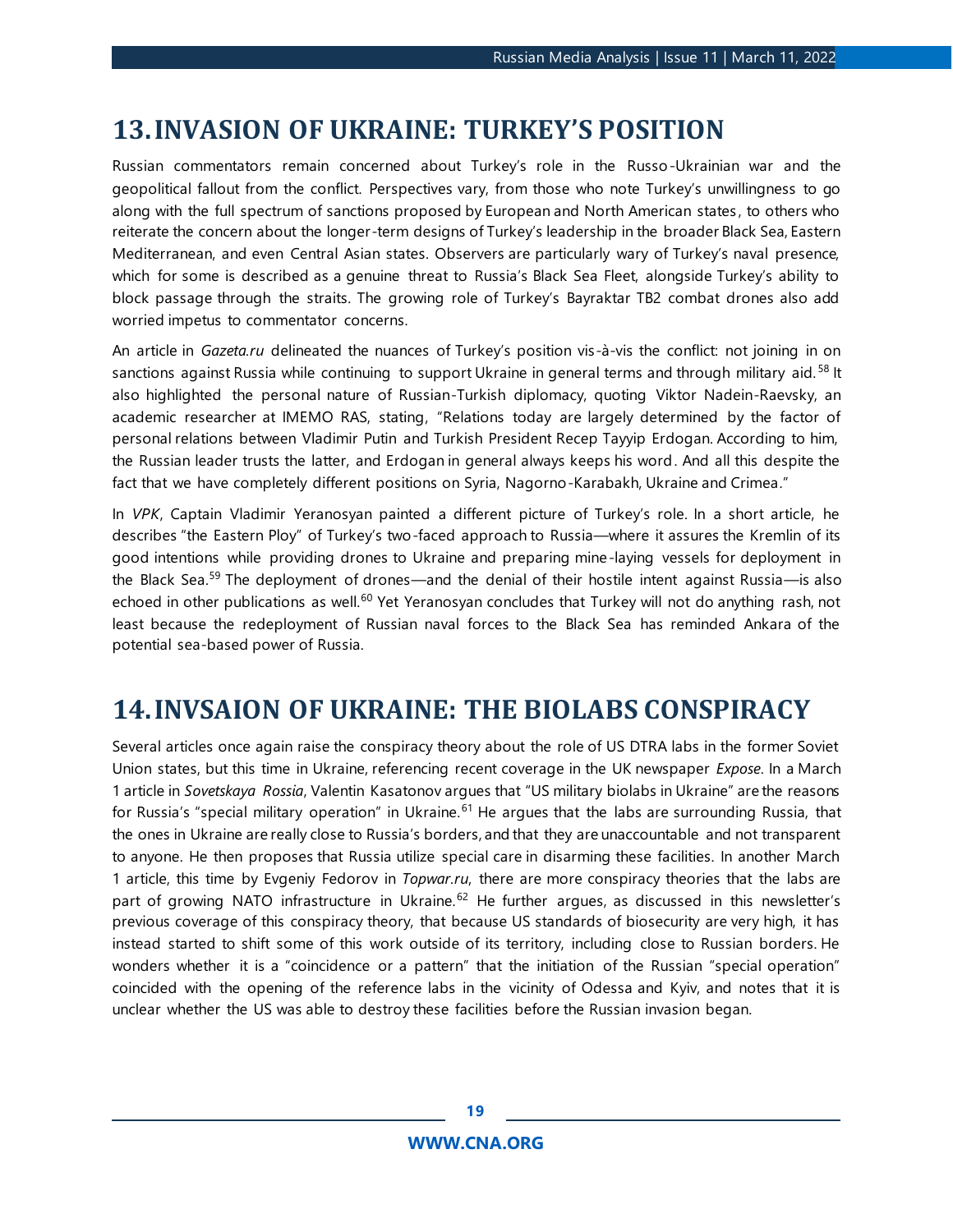# 13. INVASION OF UKRAINE: TURKEY'S POSITION

Russian commentators remain concerned about Turkey's role in the Russo-Ukrainian war and the geopolitical fallout from the conflict. Perspectives vary, from those who note Turkey's unwillingness to go along with the full spectrum of sanctions proposed by European and North American states, to others who reiterate the concern about the longer-term designs of Turkey's leadership in the broader Black Sea, Eastern Mediterranean, and even Central Asian states. Observers are particularly wary of Turkey's naval presence, which for some is described as a genuine threat to Russia's Black Sea Fleet, alongside Turkey's ability to block passage through the straits. The growing role of Turkey's Bayraktar TB2 combat drones also add worried impetus to commentator concerns.

An article in *Gazeta.ru* delineated the nuances of Turkey's position vis-à-vis the conflict: not joining in on sanctions against Russia while continuing to support Ukraine in general terms and through military aid.[58] It also highlighted the personal nature of Russian-Turkish diplomacy, quoting Viktor Nadein-Raevsky, an academic researcher at IMEMO RAS, stating, "Relations today are largely determined by the factor of personal relations between Vladimir Putin and Turkish President Recep Tayyip Erdogan. According to him, the Russian leader trusts the latter, and Erdogan in general always keeps his word. And all this despite the fact that we have completely different positions on Syria, Nagorno-Karabakh, Ukraine and Crimea."

In *VPK*, Captain Vladimir Yeranosyan painted a different picture of Turkey's role. In a short article, he describes "the Eastern Ploy" of Turkey's two-faced approach to Russia—where it assures the Kremlin of its good intentions while providing drones to Ukraine and preparing mine-laying vessels for deployment in the Black Sea.[59] The deployment of drones—and the denial of their hostile intent against Russia—is also echoed in other publications as well.[60] Yet Yeranosyan concludes that Turkey will not do anything rash, not least because the redeployment of Russian naval forces to the Black Sea has reminded Ankara of the potential sea-based power of Russia.

# 14. INVSAION OF UKRAINE: THE BIOLABS CONSPIRACY

Several articles once again raise the conspiracy theory about the role of US DTRA labs in the former Soviet Union states, but this time in Ukraine, referencing recent coverage in the UK newspaper *Expose*. In a March 1 article in *Sovetskaya Rossia*, Valentin Kasatonov argues that "US military biolabs in Ukraine" are the reasons for Russia's "special military operation" in Ukraine.[61] He argues that the labs are surrounding Russia, that the ones in Ukraine are really close to Russia's borders, and that they are unaccountable and not transparent to anyone. He then proposes that Russia utilize special care in disarming these facilities. In another March 1 article, this time by Evgeniy Fedorov in *Topwar.ru*, there are more conspiracy theories that the labs are part of growing NATO infrastructure in Ukraine.[62] He further argues, as discussed in this newsletter's previous coverage of this conspiracy theory, that because US standards of biosecurity are very high, it has instead started to shift some of this work outside of its territory, including close to Russian borders. He wonders whether it is a "coincidence or a pattern" that the initiation of the Russian "special operation" coincided with the opening of the reference labs in the vicinity of Odessa and Kyiv, and notes that it is unclear whether the US was able to destroy these facilities before the Russian invasion began.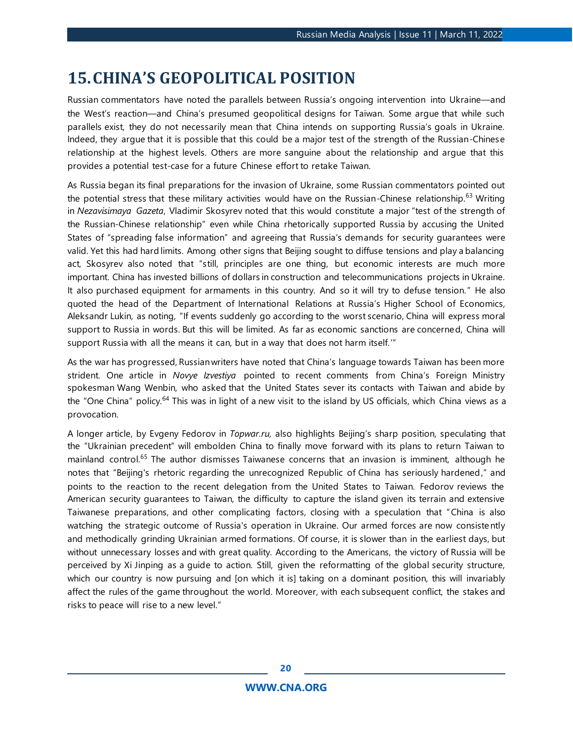# 15. CHINA'S GEOPOLITICAL POSITION

Russian commentators have noted the parallels between Russia's ongoing intervention into Ukraine—and the West's reaction—and China's presumed geopolitical designs for Taiwan. Some argue that while such parallels exist, they do not necessarily mean that China intends on supporting Russia's goals in Ukraine. Indeed, they argue that it is possible that this could be a major test of the strength of the Russian-Chinese relationship at the highest levels. Others are more sanguine about the relationship and argue that this provides a potential test-case for a future Chinese effort to retake Taiwan.

As Russia began its final preparations for the invasion of Ukraine, some Russian commentators pointed out the potential stress that these military activities would have on the Russian-Chinese relationship.[63] Writing in *Nezavisimaya Gazeta*, Vladimir Skosyrev noted that this would constitute a major "test of the strength of the Russian-Chinese relationship" even while China rhetorically supported Russia by accusing the United States of "spreading false information" and agreeing that Russia's demands for security guarantees were valid. Yet this had hard limits. Among other signs that Beijing sought to diffuse tensions and play a balancing act, Skosyrev also noted that "still, principles are one thing, but economic interests are much more important. China has invested billions of dollars in construction and telecommunications projects in Ukraine. It also purchased equipment for armaments in this country. And so it will try to defuse tension." He also quoted the head of the Department of International Relations at Russia's Higher School of Economics, Aleksandr Lukin, as noting, "If events suddenly go according to the worst scenario, China will express moral support to Russia in words. But this will be limited. As far as economic sanctions are concerned, China will support Russia with all the means it can, but in a way that does not harm itself.'"

As the war has progressed, Russian writers have noted that China's language towards Taiwan has been more strident. One article in *Novye Izvestiya* pointed to recent comments from China's Foreign Ministry spokesman Wang Wenbin, who asked that the United States sever its contacts with Taiwan and abide by the "One China" policy.[64] This was in light of a new visit to the island by US officials, which China views as a provocation.

A longer article, by Evgeny Fedorov in *Topwar.ru,* also highlights Beijing's sharp position, speculating that the "Ukrainian precedent" will embolden China to finally move forward with its plans to return Taiwan to mainland control.[65] The author dismisses Taiwanese concerns that an invasion is imminent, although he notes that "Beijing's rhetoric regarding the unrecognized Republic of China has seriously hardened," and points to the reaction to the recent delegation from the United States to Taiwan. Fedorov reviews the American security guarantees to Taiwan, the difficulty to capture the island given its terrain and extensive Taiwanese preparations, and other complicating factors, closing with a speculation that "China is also watching the strategic outcome of Russia's operation in Ukraine. Our armed forces are now consistently and methodically grinding Ukrainian armed formations. Of course, it is slower than in the earliest days, but without unnecessary losses and with great quality. According to the Americans, the victory of Russia will be perceived by Xi Jinping as a guide to action. Still, given the reformatting of the global security structure, which our country is now pursuing and [on which it is] taking on a dominant position, this will invariably affect the rules of the game throughout the world. Moreover, with each subsequent conflict, the stakes and risks to peace will rise to a new level."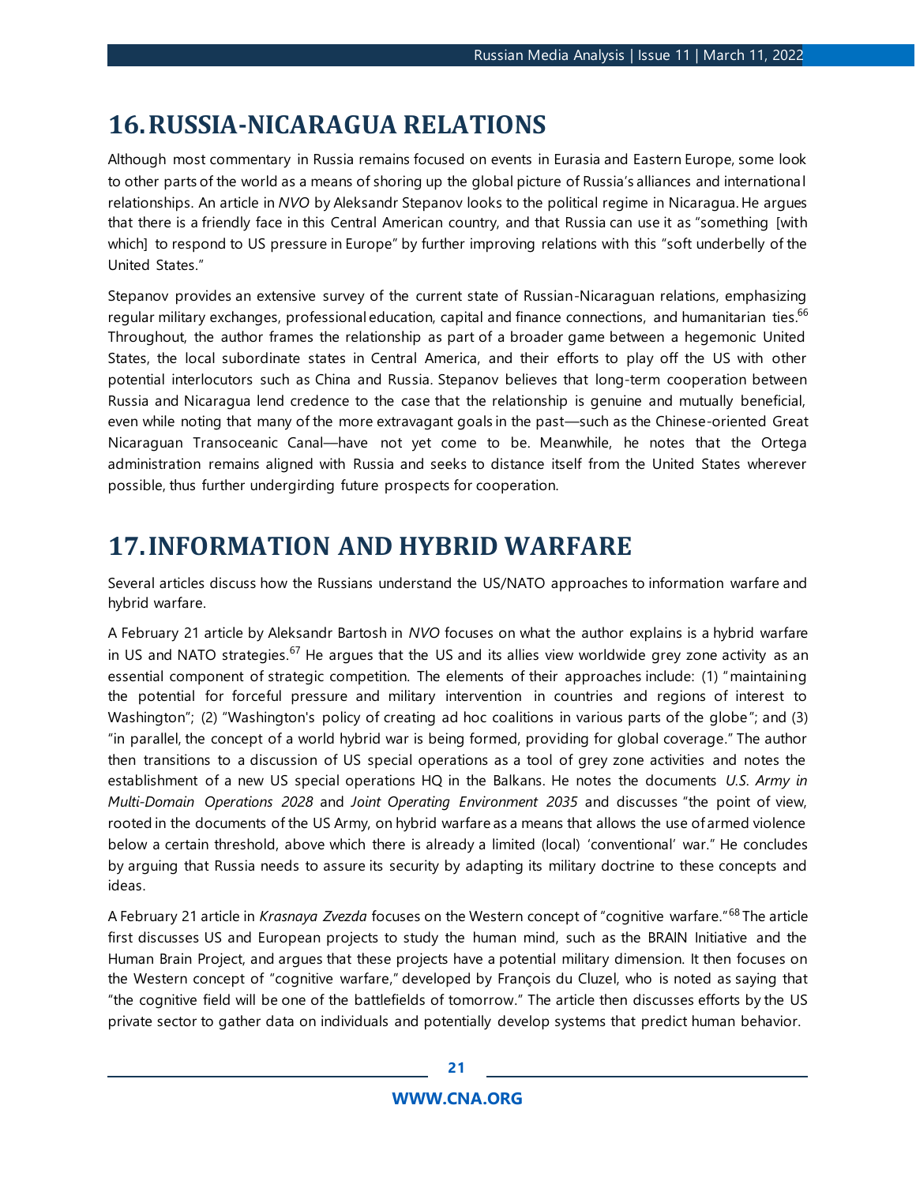# 16. RUSSIA-NICARAGUA RELATIONS

Although most commentary in Russia remains focused on events in Eurasia and Eastern Europe, some look to other parts of the world as a means of shoring up the global picture of Russia's alliances and international relationships. An article in *NVO* by Aleksandr Stepanov looks to the political regime in Nicaragua. He argues that there is a friendly face in this Central American country, and that Russia can use it as "something [with which] to respond to US pressure in Europe" by further improving relations with this "soft underbelly of the United States."

Stepanov provides an extensive survey of the current state of Russian-Nicaraguan relations, emphasizing regular military exchanges, professional education, capital and finance connections, and humanitarian ties.[66] Throughout, the author frames the relationship as part of a broader game between a hegemonic United States, the local subordinate states in Central America, and their efforts to play off the US with other potential interlocutors such as China and Russia. Stepanov believes that long-term cooperation between Russia and Nicaragua lend credence to the case that the relationship is genuine and mutually beneficial, even while noting that many of the more extravagant goals in the past—such as the Chinese-oriented Great Nicaraguan Transoceanic Canal—have not yet come to be. Meanwhile, he notes that the Ortega administration remains aligned with Russia and seeks to distance itself from the United States wherever possible, thus further undergirding future prospects for cooperation.

# 17. INFORMATION AND HYBRID WARFARE

Several articles discuss how the Russians understand the US/NATO approaches to information warfare and hybrid warfare.

A February 21 article by Aleksandr Bartosh in *NVO* focuses on what the author explains is a hybrid warfare in US and NATO strategies.[67] He argues that the US and its allies view worldwide grey zone activity as an essential component of strategic competition. The elements of their approaches include: (1) "maintaining the potential for forceful pressure and military intervention in countries and regions of interest to Washington"; (2) "Washington's policy of creating ad hoc coalitions in various parts of the globe"; and (3) "in parallel, the concept of a world hybrid war is being formed, providing for global coverage." The author then transitions to a discussion of US special operations as a tool of grey zone activities and notes the establishment of a new US special operations HQ in the Balkans. He notes the documents *U.S. Army in Multi-Domain Operations 2028* and *Joint Operating Environment 2035* and discusses "the point of view, rooted in the documents of the US Army, on hybrid warfare as a means that allows the use of armed violence below a certain threshold, above which there is already a limited (local) 'conventional' war." He concludes by arguing that Russia needs to assure its security by adapting its military doctrine to these concepts and ideas.

A February 21 article in *Krasnaya Zvezda* focuses on the Western concept of "cognitive warfare."[68] The article first discusses US and European projects to study the human mind, such as the BRAIN Initiative and the Human Brain Project, and argues that these projects have a potential military dimension. It then focuses on the Western concept of "cognitive warfare," developed by François du Cluzel, who is noted as saying that "the cognitive field will be one of the battlefields of tomorrow." The article then discusses efforts by the US private sector to gather data on individuals and potentially develop systems that predict human behavior.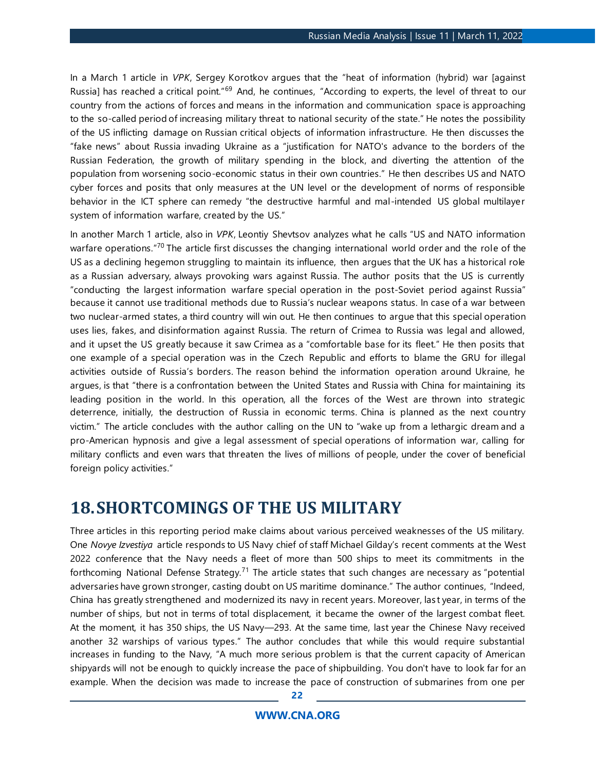In a March 1 article in *VPK*, Sergey Korotkov argues that the "heat of information (hybrid) war [against Russia] has reached a critical point."[69] And, he continues, "According to experts, the level of threat to our country from the actions of forces and means in the information and communication space is approaching to the so-called period of increasing military threat to national security of the state." He notes the possibility of the US inflicting damage on Russian critical objects of information infrastructure. He then discusses the "fake news" about Russia invading Ukraine as a "justification for NATO's advance to the borders of the Russian Federation, the growth of military spending in the block, and diverting the attention of the population from worsening socio-economic status in their own countries." He then describes US and NATO cyber forces and posits that only measures at the UN level or the development of norms of responsible behavior in the ICT sphere can remedy "the destructive harmful and mal-intended US global multilayer system of information warfare, created by the US."

In another March 1 article, also in *VPK*, Leontiy Shevtsov analyzes what he calls "US and NATO information warfare operations."[70] The article first discusses the changing international world order and the role of the US as a declining hegemon struggling to maintain its influence, then argues that the UK has a historical role as a Russian adversary, always provoking wars against Russia. The author posits that the US is currently "conducting the largest information warfare special operation in the post-Soviet period against Russia" because it cannot use traditional methods due to Russia's nuclear weapons status. In case of a war between two nuclear-armed states, a third country will win out. He then continues to argue that this special operation uses lies, fakes, and disinformation against Russia. The return of Crimea to Russia was legal and allowed, and it upset the US greatly because it saw Crimea as a "comfortable base for its fleet." He then posits that one example of a special operation was in the Czech Republic and efforts to blame the GRU for illegal activities outside of Russia's borders. The reason behind the information operation around Ukraine, he argues, is that "there is a confrontation between the United States and Russia with China for maintaining its leading position in the world. In this operation, all the forces of the West are thrown into strategic deterrence, initially, the destruction of Russia in economic terms. China is planned as the next country victim." The article concludes with the author calling on the UN to "wake up from a lethargic dream and a pro-American hypnosis and give a legal assessment of special operations of information war, calling for military conflicts and even wars that threaten the lives of millions of people, under the cover of beneficial foreign policy activities."

# 18. SHORTCOMINGS OF THE US MILITARY

Three articles in this reporting period make claims about various perceived weaknesses of the US military. One *Novye Izvestiya* article responds to US Navy chief of staff Michael Gilday's recent comments at the West 2022 conference that the Navy needs a fleet of more than 500 ships to meet its commitments in the forthcoming National Defense Strategy.[71] The article states that such changes are necessary as "potential adversaries have grown stronger, casting doubt on US maritime dominance." The author continues, "Indeed, China has greatly strengthened and modernized its navy in recent years. Moreover, last year, in terms of the number of ships, but not in terms of total displacement, it became the owner of the largest combat fleet. At the moment, it has 350 ships, the US Navy—293. At the same time, last year the Chinese Navy received another 32 warships of various types." The author concludes that while this would require substantial increases in funding to the Navy, "A much more serious problem is that the current capacity of American shipyards will not be enough to quickly increase the pace of shipbuilding. You don't have to look far for an example. When the decision was made to increase the pace of construction of submarines from one per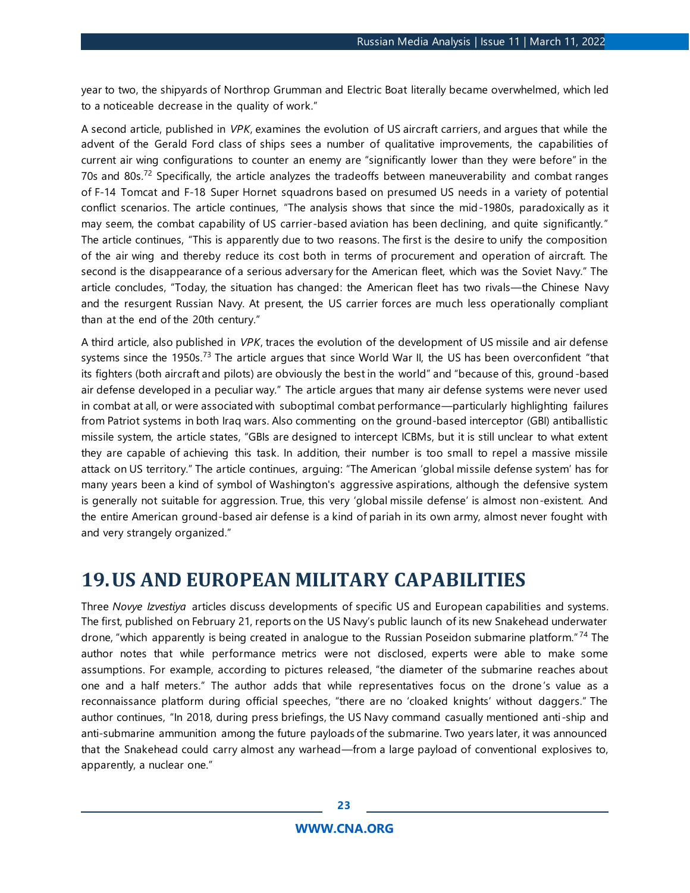year to two, the shipyards of Northrop Grumman and Electric Boat literally became overwhelmed, which led to a noticeable decrease in the quality of work."

A second article, published in *VPK*, examines the evolution of US aircraft carriers, and argues that while the advent of the Gerald Ford class of ships sees a number of qualitative improvements, the capabilities of current air wing configurations to counter an enemy are "significantly lower than they were before" in the 70s and 80s.[72] Specifically, the article analyzes the tradeoffs between maneuverability and combat ranges of F-14 Tomcat and F-18 Super Hornet squadrons based on presumed US needs in a variety of potential conflict scenarios. The article continues, "The analysis shows that since the mid-1980s, paradoxically as it may seem, the combat capability of US carrier-based aviation has been declining, and quite significantly." The article continues, "This is apparently due to two reasons. The first is the desire to unify the composition of the air wing and thereby reduce its cost both in terms of procurement and operation of aircraft. The second is the disappearance of a serious adversary for the American fleet, which was the Soviet Navy." The article concludes, "Today, the situation has changed: the American fleet has two rivals—the Chinese Navy and the resurgent Russian Navy. At present, the US carrier forces are much less operationally compliant than at the end of the 20th century."

A third article, also published in *VPK*, traces the evolution of the development of US missile and air defense systems since the 1950s.[73] The article argues that since World War II, the US has been overconfident "that its fighters (both aircraft and pilots) are obviously the best in the world" and "because of this, ground-based air defense developed in a peculiar way." The article argues that many air defense systems were never used in combat at all, or were associated with suboptimal combat performance—particularly highlighting failures from Patriot systems in both Iraq wars. Also commenting on the ground-based interceptor (GBI) antiballistic missile system, the article states, "GBIs are designed to intercept ICBMs, but it is still unclear to what extent they are capable of achieving this task. In addition, their number is too small to repel a massive missile attack on US territory." The article continues, arguing: "The American 'global missile defense system' has for many years been a kind of symbol of Washington's aggressive aspirations, although the defensive system is generally not suitable for aggression. True, this very 'global missile defense' is almost non-existent. And the entire American ground-based air defense is a kind of pariah in its own army, almost never fought with and very strangely organized."

# 19. US AND EUROPEAN MILITARY CAPABILITIES

Three *Novye Izvestiya* articles discuss developments of specific US and European capabilities and systems. The first, published on February 21, reports on the US Navy's public launch of its new Snakehead underwater drone, "which apparently is being created in analogue to the Russian Poseidon submarine platform."[74] The author notes that while performance metrics were not disclosed, experts were able to make some assumptions. For example, according to pictures released, "the diameter of the submarine reaches about one and a half meters." The author adds that while representatives focus on the drone's value as a reconnaissance platform during official speeches, "there are no 'cloaked knights' without daggers." The author continues, "In 2018, during press briefings, the US Navy command casually mentioned anti-ship and anti-submarine ammunition among the future payloads of the submarine. Two years later, it was announced that the Snakehead could carry almost any warhead—from a large payload of conventional explosives to, apparently, a nuclear one."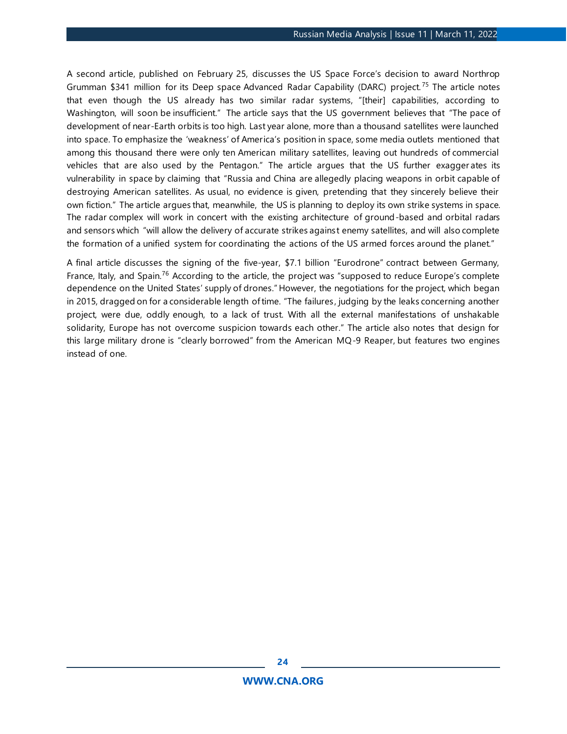A second article, published on February 25, discusses the US Space Force's decision to award Northrop Grumman $341 million for its Deep space Advanced Radar Capability (DARC) project.[75] The article notes that even though the US already has two similar radar systems, "[their] capabilities, according to Washington, will soon be insufficient." The article says that the US government believes that "The pace of development of near-Earth orbits is too high. Last year alone, more than a thousand satellites were launched into space. To emphasize the 'weakness' of America's position in space, some media outlets mentioned that among this thousand there were only ten American military satellites, leaving out hundreds of commercial vehicles that are also used by the Pentagon." The article argues that the US further exaggerates its vulnerability in space by claiming that "Russia and China are allegedly placing weapons in orbit capable of destroying American satellites. As usual, no evidence is given, pretending that they sincerely believe their own fiction." The article argues that, meanwhile, the US is planning to deploy its own strike systems in space. The radar complex will work in concert with the existing architecture of ground-based and orbital radars and sensors which "will allow the delivery of accurate strikes against enemy satellites, and will also complete the formation of a unified system for coordinating the actions of the US armed forces around the planet."

A final article discusses the signing of the five-year, $7.1 billion "Eurodrone" contract between Germany, France, Italy, and Spain.[76] According to the article, the project was "supposed to reduce Europe's complete dependence on the United States' supply of drones." However, the negotiations for the project, which began in 2015, dragged on for a considerable length of time. "The failures, judging by the leaks concerning another project, were due, oddly enough, to a lack of trust. With all the external manifestations of unshakable solidarity, Europe has not overcome suspicion towards each other." The article also notes that design for this large military drone is "clearly borrowed" from the American MQ-9 Reaper, but features two engines instead of one.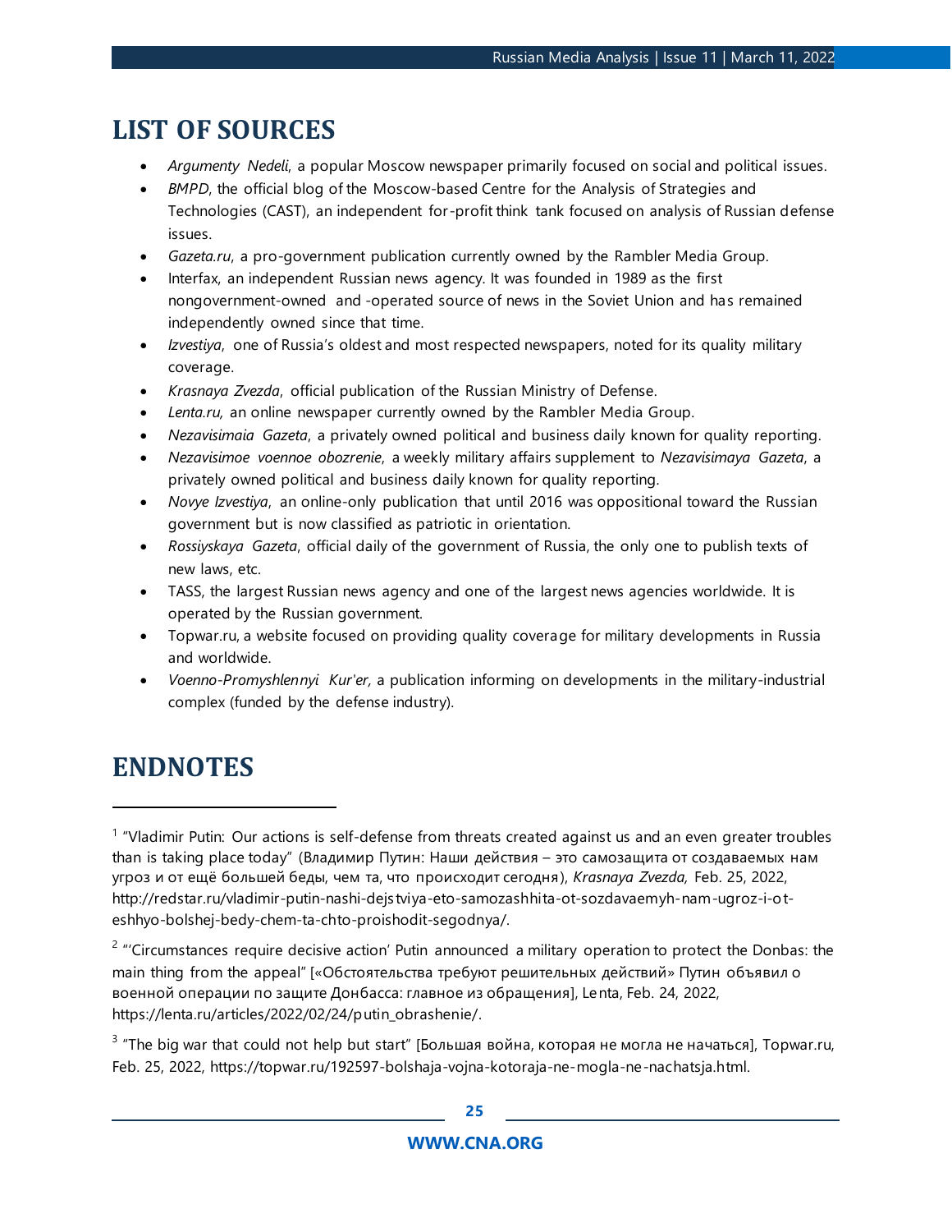## LIST OF SOURCES

- *Argumenty Nedeli*, a popular Moscow newspaper primarily focused on social and political issues.
- *BMPD*, the official blog of the Moscow-based Centre for the Analysis of Strategies and Technologies (CAST), an independent for-profit think tank focused on analysis of Russian defense issues.
- *Gazeta.ru*, a pro-government publication currently owned by the Rambler Media Group.
- Interfax, an independent Russian news agency. It was founded in 1989 as the first nongovernment-owned and -operated source of news in the Soviet Union and has remained independently owned since that time.
- *Izvestiya*, one of Russia's oldest and most respected newspapers, noted for its quality military coverage.
- *Krasnaya Zvezda*, official publication of the Russian Ministry of Defense.
- *Lenta.ru,* an online newspaper currently owned by the Rambler Media Group.
- *Nezavisimaia Gazeta*, a privately owned political and business daily known for quality reporting.
- *Nezavisimoe voennoe obozrenie*, a weekly military affairs supplement to *Nezavisimaya Gazeta*, a privately owned political and business daily known for quality reporting.
- *Novye Izvestiya*, an online-only publication that until 2016 was oppositional toward the Russian government but is now classified as patriotic in orientation.
- *Rossiyskaya Gazeta*, official daily of the government of Russia, the only one to publish texts of new laws, etc.
- TASS, the largest Russian news agency and one of the largest news agencies worldwide. It is operated by the Russian government.
- Topwar.ru, a website focused on providing quality coverage for military developments in Russia and worldwide.
- *Voenno-Promyshlennyi Kur'er,* a publication informing on developments in the military-industrial complex (funded by the defense industry).

## ENDNOTES

[1] "Vladimir Putin: Our actions is self-defense from threats created against us and an even greater troubles than is taking place today" (Владимир Путин: Наши действия – это самозащита от создаваемых нам угроз и от ещё большей беды, чем та, что происходит сегодня), *Krasnaya Zvezda,* Feb. 25, 2022, http://redstar.ru/vladimir-putin-nashi-dejstviya-eto-samozashhita-ot-sozdavaemyh-nam-ugroz-i-ot-eshhyo-bolshej-bedy-chem-ta-chto-proishodit-segodnya/.

[2] "'Circumstances require decisive action' Putin announced a military operation to protect the Donbas: the main thing from the appeal" [«Обстоятельства требуют решительных действий» Путин объявил о военной операции по защите Донбасса: главное из обращения], Lenta, Feb. 24, 2022, https://lenta.ru/articles/2022/02/24/putin_obrashenie/.

[3] "The big war that could not help but start" [Большая война, которая не могла не начаться], Topwar.ru, Feb. 25, 2022, https://topwar.ru/192597-bolshaja-vojna-kotoraja-ne-mogla-ne-nachatsja.html.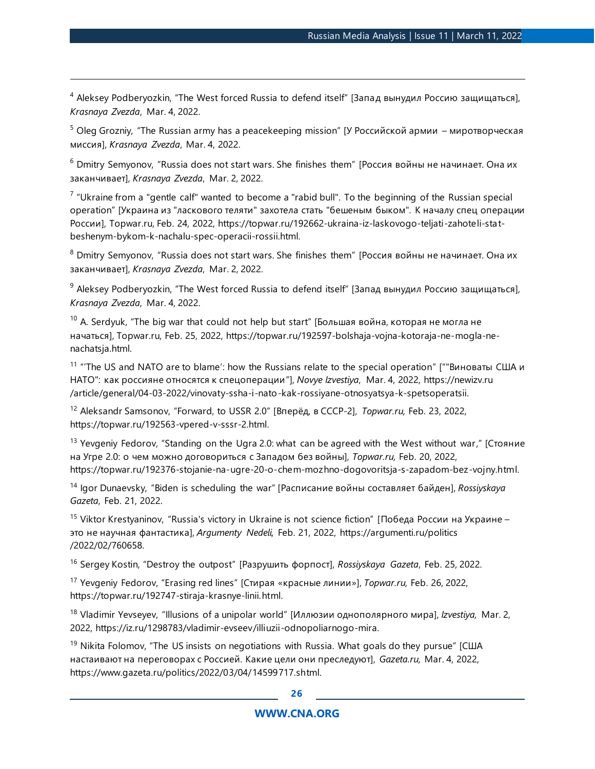[4] Aleksey Podberyozkin, "The West forced Russia to defend itself" [Запад вынудил Россию защищаться], *Krasnaya Zvezda*, Mar. 4, 2022.

[5] Oleg Grozniy, "The Russian army has a peacekeeping mission" [У Российской армии – миротворческая миссия], *Krasnaya Zvezda*, Mar. 4, 2022.

[6] Dmitry Semyonov, "Russia does not start wars. She finishes them" [Россия войны не начинает. Она их заканчивает], *Krasnaya Zvezda*, Mar. 2, 2022.

[7] "Ukraine from a "gentle calf" wanted to become a "rabid bull". To the beginning of the Russian special operation" [Украина из "ласкового теляти" захотела стать "бешеным быком". К началу спец операции России], Topwar.ru, Feb. 24, 2022, https://topwar.ru/192662-ukraina-iz-laskovogo-teljati-zahoteli-stat-beshenym-bykom-k-nachalu-spec-operacii-rossii.html.

[8] Dmitry Semyonov, "Russia does not start wars. She finishes them" [Россия войны не начинает. Она их заканчивает], *Krasnaya Zvezda*, Mar. 2, 2022.

[9] Aleksey Podberyozkin, "The West forced Russia to defend itself" [Запад вынудил Россию защищаться], *Krasnaya Zvezda*, Mar. 4, 2022.

[10] A. Serdyuk, "The big war that could not help but start" [Большая война, которая не могла не начаться], Topwar.ru, Feb. 25, 2022, https://topwar.ru/192597-bolshaja-vojna-kotoraja-ne-mogla-ne-nachatsja.html.

[11] "'The US and NATO are to blame': how the Russians relate to the special operation" [""Виноваты США и НАТО": как россияне относятся к спецоперации"], *Novye Izvestiya*, Mar. 4, 2022, https://newizv.ru/article/general/04-03-2022/vinovaty-ssha-i-nato-kak-rossiyane-otnosyatsya-k-spetsoperatsii.

[12] Aleksandr Samsonov, "Forward, to USSR 2.0" [Вперёд, в СССР-2], *Topwar.ru,* Feb. 23, 2022, https://topwar.ru/192563-vpered-v-sssr-2.html.

[13] Yevgeniy Fedorov, "Standing on the Ugra 2.0: what can be agreed with the West without war," [Стояние на Угре 2.0: о чем можно договориться с Западом без войны], *Topwar.ru,* Feb. 20, 2022, https://topwar.ru/192376-stojanie-na-ugre-20-o-chem-mozhno-dogovoritsja-s-zapadom-bez-vojny.html.

[14] Igor Dunaevsky, "Biden is scheduling the war" [Расписание войны составляет байден], *Rossiyskaya Gazeta*, Feb. 21, 2022.

[15] Viktor Krestyaninov, "Russia's victory in Ukraine is not science fiction" [Победа России на Украине – это не научная фантастика], *Argumenty Nedeli,* Feb. 21, 2022, https://argumenti.ru/politics/2022/02/760658.

[16] Sergey Kostin, "Destroy the outpost" [Разрушить форпост], *Rossiyskaya Gazeta*, Feb. 25, 2022.

[17] Yevgeniy Fedorov, "Erasing red lines" [Стирая «красные линии»], *Topwar.ru,* Feb. 26, 2022, https://topwar.ru/192747-stiraja-krasnye-linii.html.

[18] Vladimir Yevseyev, "Illusions of a unipolar world" [Иллюзии однополярного мира], *Izvestiya,* Mar. 2, 2022, https://iz.ru/1298783/vladimir-evseev/illiuzii-odnopoliarnogo-mira.

[19] Nikita Folomov, "The US insists on negotiations with Russia. What goals do they pursue" [США настаивают на переговорах с Россией. Какие цели они преследуют], *Gazeta.ru,* Mar. 4, 2022, https://www.gazeta.ru/politics/2022/03/04/14599717.shtml.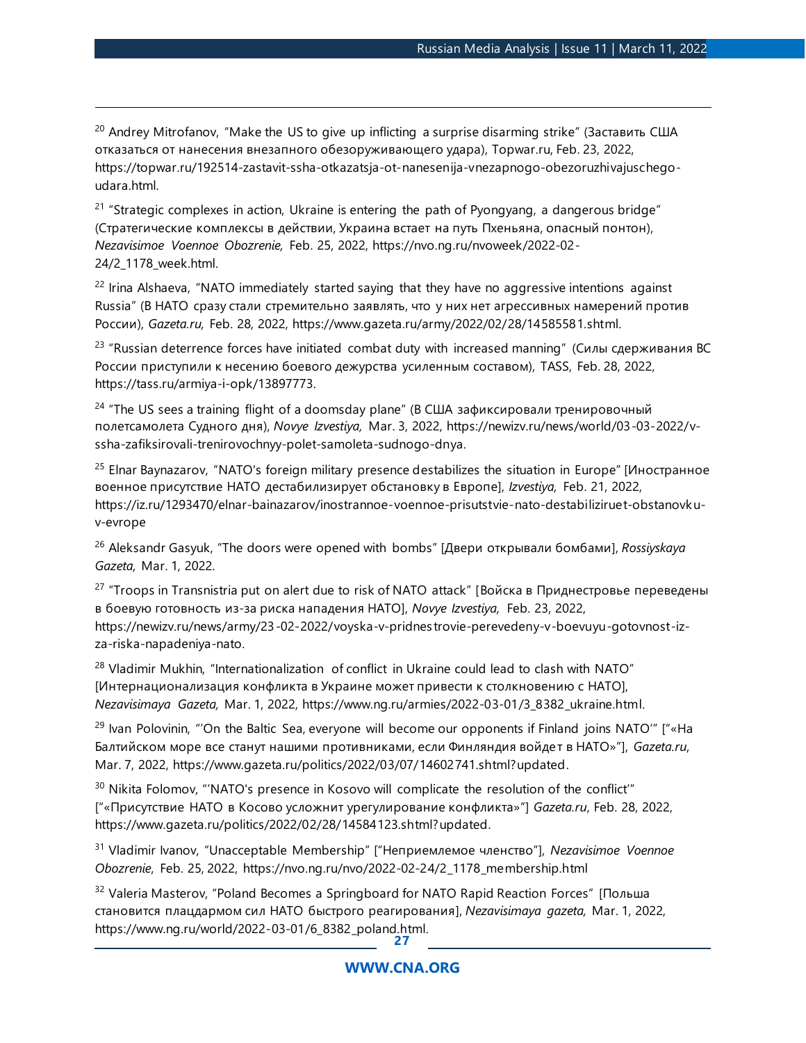[20] Andrey Mitrofanov, "Make the US to give up inflicting a surprise disarming strike" (Заставить США отказаться от нанесения внезапного обезоруживающего удара), Topwar.ru, Feb. 23, 2022, https://topwar.ru/192514-zastavit-ssha-otkazatsja-ot-nanesenija-vnezapnogo-obezoruzhivajuschego-udara.html.

[21] "Strategic complexes in action, Ukraine is entering the path of Pyongyang, a dangerous bridge" (Стратегические комплексы в действии, Украина встает на путь Пхеньяна, опасный понтон), *Nezavisimoe Voennoe Obozrenie,* Feb. 25, 2022, https://nvo.ng.ru/nvoweek/2022-02-24/2_1178_week.html.

[22] Irina Alshaeva, "NATO immediately started saying that they have no aggressive intentions against Russia" (В НАТО сразу стали стремительно заявлять, что у них нет агрессивных намерений против России), *Gazeta.ru,* Feb. 28, 2022, https://www.gazeta.ru/army/2022/02/28/14585581.shtml.

[23] "Russian deterrence forces have initiated combat duty with increased manning" (Силы сдерживания ВС России приступили к несению боевого дежурства усиленным составом), TASS, Feb. 28, 2022, https://tass.ru/armiya-i-opk/13897773.

[24] "The US sees a training flight of a doomsday plane" (В США зафиксировали тренировочный полетсамолета Судного дня), *Novye Izvestiya,* Mar. 3, 2022, https://newizv.ru/news/world/03-03-2022/v-ssha-zafiksirovali-trenirovochnyy-polet-samoleta-sudnogo-dnya.

[25] Elnar Baynazarov, "NATO's foreign military presence destabilizes the situation in Europe" [Иностранное военное присутствие НАТО дестабилизирует обстановку в Европе], *Izvestiya,* Feb. 21, 2022, https://iz.ru/1293470/elnar-bainazarov/inostrannoe-voennoe-prisutstvie-nato-destabiliziruet-obstanovku-v-evrope

[26] Aleksandr Gasyuk, "The doors were opened with bombs" [Двери открывали бомбами], *Rossiyskaya Gazeta,* Mar. 1, 2022.

[27] "Troops in Transnistria put on alert due to risk of NATO attack" [Войска в Приднестровье переведены в боевую готовность из-за риска нападения НАТО], *Novye Izvestiya,* Feb. 23, 2022, https://newizv.ru/news/army/23-02-2022/voyska-v-pridnestrovie-perevedeny-v-boevuyu-gotovnost-iz-za-riska-napadeniya-nato.

[28] Vladimir Mukhin, "Internationalization of conflict in Ukraine could lead to clash with NATO" [Интернационализация конфликта в Украине может привести к столкновению с НАТО], *Nezavisimaya Gazeta,* Mar. 1, 2022, https://www.ng.ru/armies/2022-03-01/3_8382_ukraine.html.

[29] Ivan Polovinin, "'On the Baltic Sea, everyone will become our opponents if Finland joins NATO'" ["«На Балтийском море все станут нашими противниками, если Финляндия войдет в НАТО»"], *Gazeta.ru*, Mar. 7, 2022, https://www.gazeta.ru/politics/2022/03/07/14602741.shtml?updated.

[30] Nikita Folomov, "'NATO's presence in Kosovo will complicate the resolution of the conflict'" ["«Присутствие НАТО в Косово усложнит урегулирование конфликта»"] *Gazeta.ru*, Feb. 28, 2022, https://www.gazeta.ru/politics/2022/02/28/14584123.shtml?updated.

[31] Vladimir Ivanov, "Unacceptable Membership" ["Неприемлемое членство"], *Nezavisimoe Voennoe Obozrenie*, Feb. 25, 2022, https://nvo.ng.ru/nvo/2022-02-24/2_1178_membership.html

[32] Valeria Masterov, "Poland Becomes a Springboard for NATO Rapid Reaction Forces" [Польша становится плацдармом сил НАТО быстрого реагирования], *Nezavisimaya gazeta,* Mar. 1, 2022, https://www.ng.ru/world/2022-03-01/6_8382_poland.html.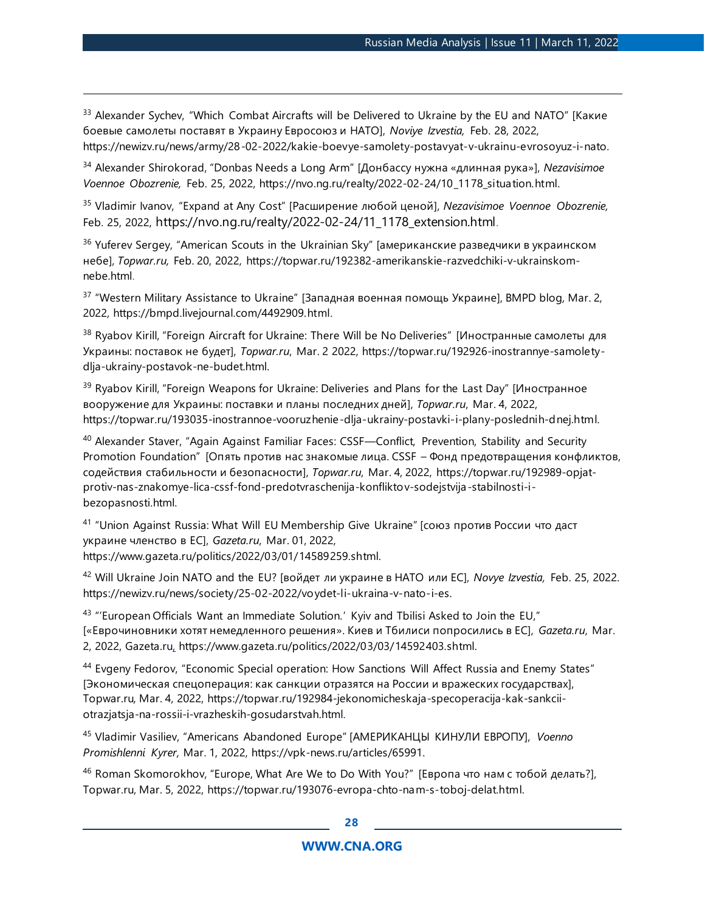[33] Alexander Sychev, "Which Combat Aircrafts will be Delivered to Ukraine by the EU and NATO" [Какие боевые самолеты поставят в Украину Евросоюз и НАТО], *Noviye Izvestia,* Feb. 28, 2022, https://newizv.ru/news/army/28-02-2022/kakie-boevye-samolety-postavyat-v-ukrainu-evrosoyuz-i-nato.

[34] Alexander Shirokorad, "Donbas Needs a Long Arm" [Донбассу нужна «длинная рука»], *Nezavisimoe Voennoe Obozrenie,* Feb. 25, 2022, https://nvo.ng.ru/realty/2022-02-24/10_1178_situation.html.

[35] Vladimir Ivanov, "Expand at Any Cost" [Расширение любой ценой], *Nezavisimoe Voennoe Obozrenie,* Feb. 25, 2022, https://nvo.ng.ru/realty/2022-02-24/11_1178_extension.html.

[36] Yuferev Sergey, "American Scouts in the Ukrainian Sky" [американские разведчики в украинском небе], *Topwar.ru,* Feb. 20, 2022, https://topwar.ru/192382-amerikanskie-razvedchiki-v-ukrainskom-nebe.html.

[37] "Western Military Assistance to Ukraine" [Западная военная помощь Украине], BMPD blog, Mar. 2, 2022, https://bmpd.livejournal.com/4492909.html.

[38] Ryabov Kirill, "Foreign Aircraft for Ukraine: There Will be No Deliveries" [Иностранные самолеты для Украины: поставок не будет], *Topwar.ru*, Mar. 2 2022, https://topwar.ru/192926-inostrannye-samolety-dlja-ukrainy-postavok-ne-budet.html.

[39] Ryabov Kirill, "Foreign Weapons for Ukraine: Deliveries and Plans for the Last Day" [Иностранное вооружение для Украины: поставки и планы последних дней], *Topwar.ru*, Mar. 4, 2022, https://topwar.ru/193035-inostrannoe-vooruzhenie-dlja-ukrainy-postavki-i-plany-poslednih-dnej.html.

[40] Alexander Staver, "Again Against Familiar Faces: CSSF—Conflict, Prevention, Stability and Security Promotion Foundation" [Опять против нас знакомые лица. CSSF – Фонд предотвращения конфликтов, содействия стабильности и безопасности], *Topwar.ru*, Mar. 4, 2022, https://topwar.ru/192989-opjat-protiv-nas-znakomye-lica-cssf-fond-predotvraschenija-konfliktov-sodejstvija-stabilnosti-i-bezopasnosti.html.

[41] "Union Against Russia: What Will EU Membership Give Ukraine" [союз против России что даст украине членство в ЕС], *Gazeta.ru*, Mar. 01, 2022, https://www.gazeta.ru/politics/2022/03/01/14589259.shtml.

[42] Will Ukraine Join NATO and the EU? [войдет ли украине в НАТО или ЕС], *Novye Izvestia,* Feb. 25, 2022. https://newizv.ru/news/society/25-02-2022/voydet-li-ukraina-v-nato-i-es.

[43] "'European Officials Want an Immediate Solution.' Kyiv and Tbilisi Asked to Join the EU," [«Еврочиновники хотят немедленного решения». Киев и Тбилиси попросились в ЕС], *Gazeta.ru*, Mar. 2, 2022, Gazeta.ru, https://www.gazeta.ru/politics/2022/03/03/14592403.shtml.

[44] Evgeny Fedorov, "Economic Special operation: How Sanctions Will Affect Russia and Enemy States" [Экономическая спецоперация: как санкции отразятся на России и вражеских государствах], Topwar.ru, Mar. 4, 2022, https://topwar.ru/192984-jekonomicheskaja-specoperacija-kak-sankcii-otrazjatsja-na-rossii-i-vrazheskih-gosudarstvah.html.

[45] Vladimir Vasiliev, "Americans Abandoned Europe" [АМЕРИКАНЦЫ КИНУЛИ ЕВРОПУ], *Voenno Promishlenni Kyrer,* Mar. 1, 2022, https://vpk-news.ru/articles/65991.

[46] Roman Skomorokhov, "Europe, What Are We to Do With You?" [Европа что нам с тобой делать?], Topwar.ru, Mar. 5, 2022, https://topwar.ru/193076-evropa-chto-nam-s-toboj-delat.html.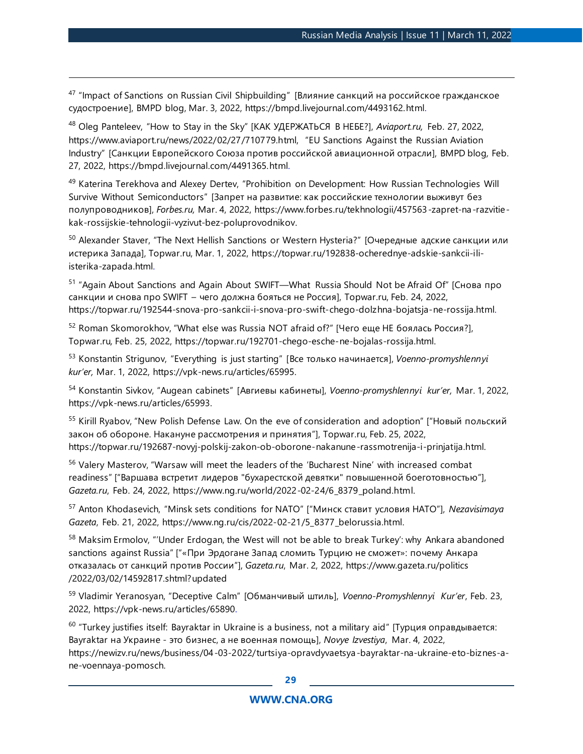[47] "Impact of Sanctions on Russian Civil Shipbuilding" [Влияние санкций на российское гражданское судостроение], BMPD blog, Mar. 3, 2022, https://bmpd.livejournal.com/4493162.html.

[48] Oleg Panteleev, "How to Stay in the Sky" [КАК УДЕРЖАТЬСЯ В НЕБЕ?], *Aviaport.ru,* Feb. 27, 2022, https://www.aviaport.ru/news/2022/02/27/710779.html, "EU Sanctions Against the Russian Aviation Industry" [Санкции Европейского Союза против российской авиационной отрасли], BMPD blog, Feb. 27, 2022, https://bmpd.livejournal.com/4491365.html.

[49] Katerina Terekhova and Alexey Dertev, "Prohibition on Development: How Russian Technologies Will Survive Without Semiconductors" [Запрет на развитие: как российские технологии выживут без полупроводников], *Forbes.ru,* Mar. 4, 2022, https://www.forbes.ru/tekhnologii/457563-zapret-na-razvitie-kak-rossijskie-tehnologii-vyzivut-bez-poluprovodnikov.

[50] Alexander Staver, "The Next Hellish Sanctions or Western Hysteria?" [Очередные адские санкции или истерика Запада], Topwar.ru, Mar. 1, 2022, https://topwar.ru/192838-ocherednye-adskie-sankcii-ili-isterika-zapada.html.

[51] "Again About Sanctions and Again About SWIFT—What Russia Should Not be Afraid Of" [Снова про санкции и снова про SWIFT – чего должна бояться не Россия], Topwar.ru, Feb. 24, 2022, https://topwar.ru/192544-snova-pro-sankcii-i-snova-pro-swift-chego-dolzhna-bojatsja-ne-rossija.html.

[52] Roman Skomorokhov, "What else was Russia NOT afraid of?" [Чего еще НЕ боялась Россия?], Topwar.ru, Feb. 25, 2022, https://topwar.ru/192701-chego-esche-ne-bojalas-rossija.html.

[53] Konstantin Strigunov, "Everything is just starting" [Все только начинается], *Voenno-promyshlennyi kur'er,* Mar. 1, 2022, https://vpk-news.ru/articles/65995.

[54] Konstantin Sivkov, "Augean cabinets" [Авгиевы кабинеты], *Voenno-promyshlennyi kur'er,* Mar. 1, 2022, https://vpk-news.ru/articles/65993.

[55] Kirill Ryabov, "New Polish Defense Law. On the eve of consideration and adoption" ["Новый польский закон об обороне. Накануне рассмотрения и принятия"], Topwar.ru, Feb. 25, 2022, https://topwar.ru/192687-novyj-polskij-zakon-ob-oborone-nakanune-rassmotrenija-i-prinjatija.html.

[56] Valery Masterov, "Warsaw will meet the leaders of the 'Bucharest Nine' with increased combat readiness" ["Варшава встретит лидеров "бухарестской девятки" повышенной боеготовностью"], *Gazeta.ru*, Feb. 24, 2022, https://www.ng.ru/world/2022-02-24/6_8379_poland.html.

[57] Anton Khodasevich, "Minsk sets conditions for NATO" ["Минск ставит условия НАТО"], *Nezavisimaya Gazeta*, Feb. 21, 2022, https://www.ng.ru/cis/2022-02-21/5_8377_belorussia.html.

[58] Maksim Ermolov, "'Under Erdogan, the West will not be able to break Turkey': why Ankara abandoned sanctions against Russia" ["«При Эрдогане Запад сломить Турцию не сможет»: почему Анкара отказалась от санкций против России"], *Gazeta.ru*, Mar. 2, 2022, https://www.gazeta.ru/politics/2022/03/02/14592817.shtml?updated

[59] Vladimir Yeranosyan, "Deceptive Calm" [Обманчивый штиль], *Voenno-Promyshlennyi Kur'er*, Feb. 23, 2022, https://vpk-news.ru/articles/65890.

[60] "Turkey justifies itself: Bayraktar in Ukraine is a business, not a military aid" [Турция оправдывается: Bayraktar на Украине - это бизнес, а не военная помощь], *Novye Izvestiya*, Mar. 4, 2022, https://newizv.ru/news/business/04-03-2022/turtsiya-opravdyvaetsya-bayraktar-na-ukraine-eto-biznes-a-ne-voennaya-pomosch.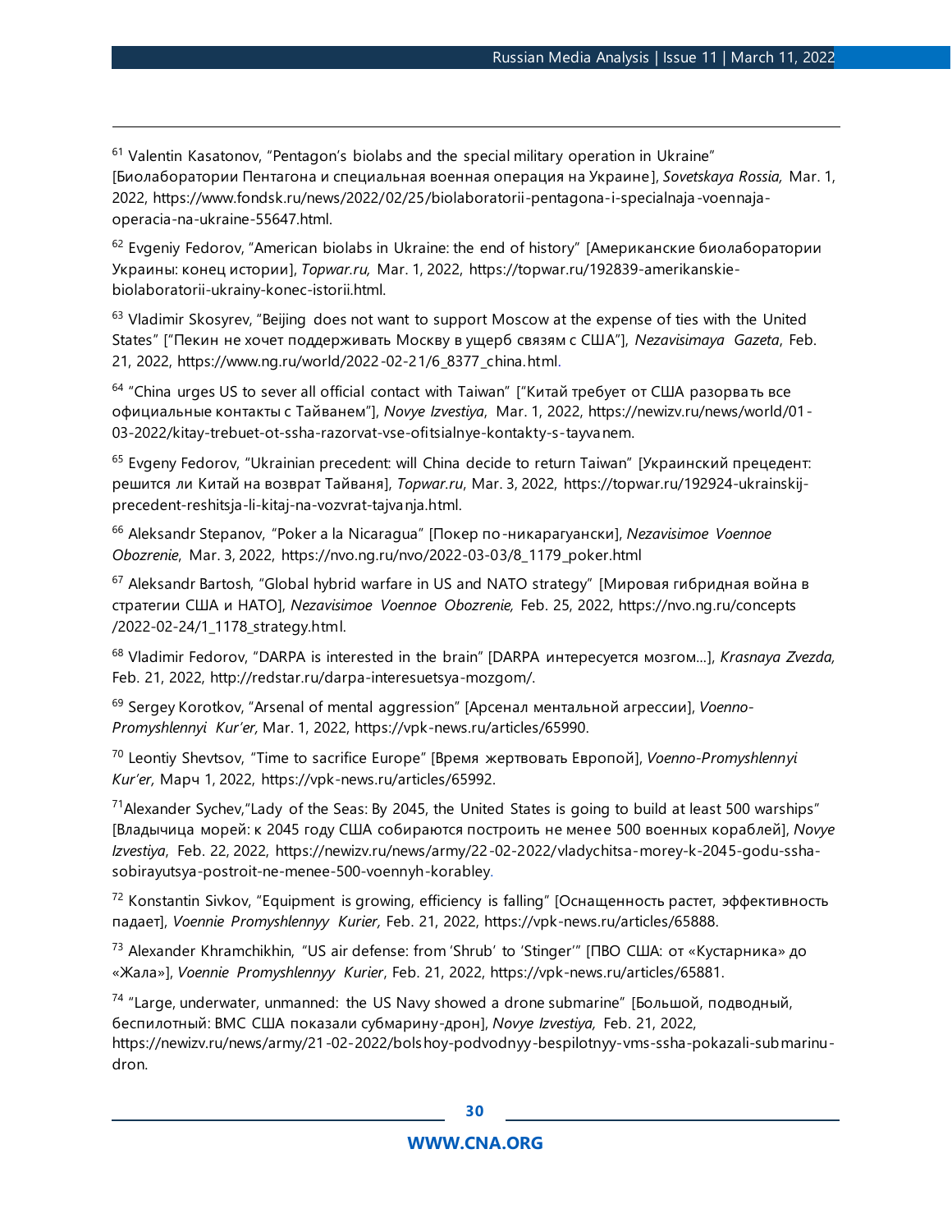[61] Valentin Kasatonov, "Pentagon's biolabs and the special military operation in Ukraine" [Биолаборатории Пентагона и специальная военная операция на Украине], *Sovetskaya Rossia,* Mar. 1, 2022, https://www.fondsk.ru/news/2022/02/25/biolaboratorii-pentagona-i-specialnaja-voennaja-operacia-na-ukraine-55647.html.

[62] Evgeniy Fedorov, "American biolabs in Ukraine: the end of history" [Американские биолаборатории Украины: конец истории], *Topwar.ru,* Mar. 1, 2022, https://topwar.ru/192839-amerikanskie-biolaboratorii-ukrainy-konec-istorii.html.

[63] Vladimir Skosyrev, "Beijing does not want to support Moscow at the expense of ties with the United States" ["Пекин не хочет поддерживать Москву в ущерб связям с США"], *Nezavisimaya Gazeta*, Feb. 21, 2022, https://www.ng.ru/world/2022-02-21/6_8377_china.html.

[64] "China urges US to sever all official contact with Taiwan" ["Китай требует от США разорвать все официальные контакты с Тайванем"], *Novye Izvestiya*, Mar. 1, 2022, https://newizv.ru/news/world/01-03-2022/kitay-trebuet-ot-ssha-razorvat-vse-ofitsialnye-kontakty-s-tayvanem.

[65] Evgeny Fedorov, "Ukrainian precedent: will China decide to return Taiwan" [Украинский прецедент: решится ли Китай на возврат Тайваня], *Topwar.ru*, Mar. 3, 2022, https://topwar.ru/192924-ukrainskij-precedent-reshitsja-li-kitaj-na-vozvrat-tajvanja.html.

[66] Aleksandr Stepanov, "Poker a la Nicaragua" [Покер по-никарагуански], *Nezavisimoe Voennoe Obozrenie*, Mar. 3, 2022, https://nvo.ng.ru/nvo/2022-03-03/8_1179_poker.html

[67] Aleksandr Bartosh, "Global hybrid warfare in US and NATO strategy" [Мировая гибридная война в стратегии США и НАТО], *Nezavisimoe Voennoe Obozrenie,* Feb. 25, 2022, https://nvo.ng.ru/concepts /2022-02-24/1_1178_strategy.html.

[68] Vladimir Fedorov, "DARPA is interested in the brain" [DARPA интересуется мозгом…], *Krasnaya Zvezda,* Feb. 21, 2022, http://redstar.ru/darpa-interesuetsya-mozgom/.

[69] Sergey Korotkov, "Arsenal of mental aggression" [Арсенал ментальной агрессии], *Voenno-Promyshlennyi Kur'er,* Mar. 1, 2022, https://vpk-news.ru/articles/65990.

[70] Leontiy Shevtsov, "Time to sacrifice Europe" [Время жертвовать Европой], *Voenno-Promyshlennyi Kur'er,* Марч 1, 2022, https://vpk-news.ru/articles/65992.

[71] Alexander Sychev,"Lady of the Seas: By 2045, the United States is going to build at least 500 warships" [Владычица морей: к 2045 году США собираются построить не менее 500 военных кораблей], *Novye Izvestiya*, Feb. 22, 2022, https://newizv.ru/news/army/22-02-2022/vladychitsa-morey-k-2045-godu-ssha-sobirayutsya-postroit-ne-menee-500-voennyh-korabley.

[72] Konstantin Sivkov, "Equipment is growing, efficiency is falling" [Оснащенность растет, эффективность падает], *Voennie Promyshlennyy Kurier,* Feb. 21, 2022, https://vpk-news.ru/articles/65888.

[73] Alexander Khramchikhin, "US air defense: from 'Shrub' to 'Stinger'" [ПВО США: от «Кустарника» до «Жала»], *Voennie Promyshlennyy Kurier*, Feb. 21, 2022, https://vpk-news.ru/articles/65881.

[74] "Large, underwater, unmanned: the US Navy showed a drone submarine" [Большой, подводный, беспилотный: ВМС США показали субмарину-дрон], *Novye Izvestiya,* Feb. 21, 2022, https://newizv.ru/news/army/21-02-2022/bolshoy-podvodnyy-bespilotnyy-vms-ssha-pokazali-submarinu-dron.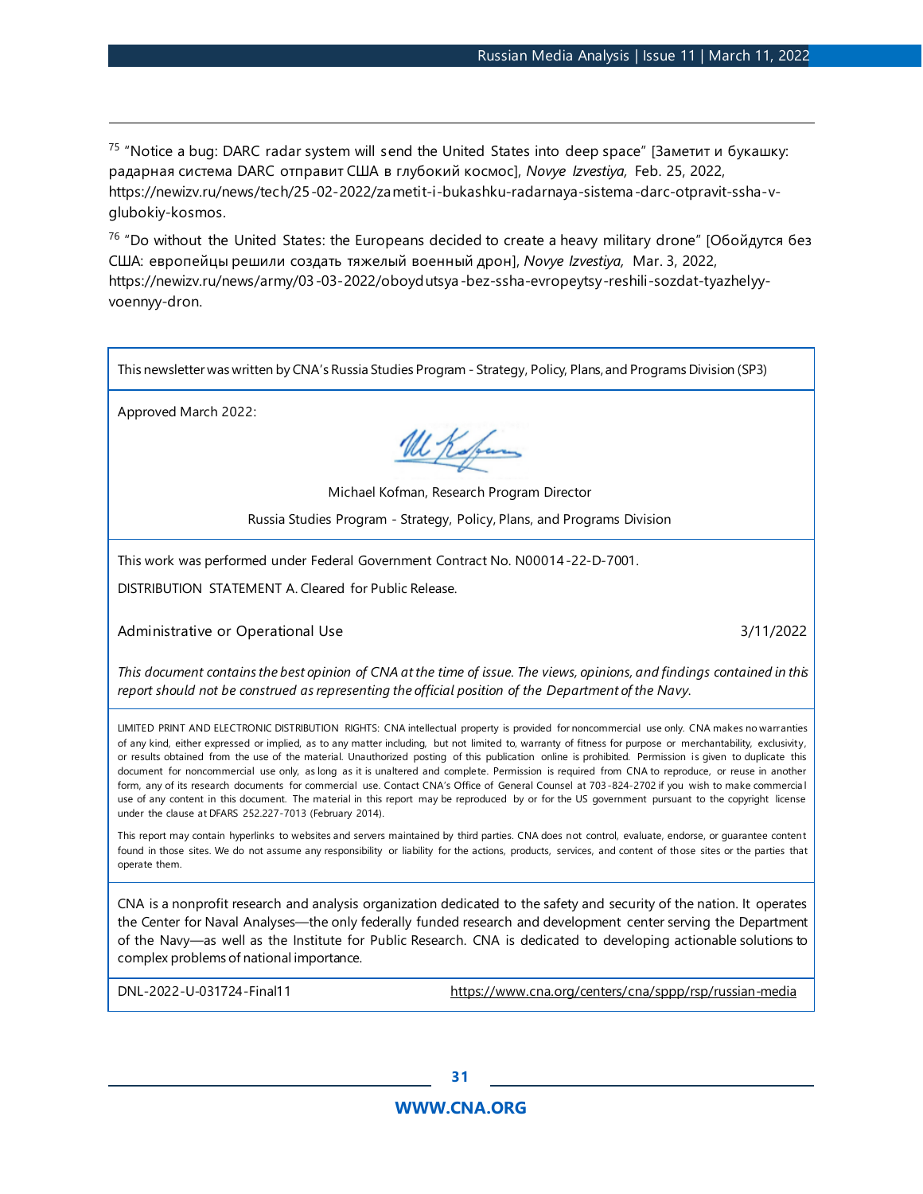[75] "Notice a bug: DARC radar system will send the United States into deep space" [Заметит и букашку: радарная система DARC отправит США в глубокий космос], *Novye Izvestiya,* Feb. 25, 2022, https://newizv.ru/news/tech/25-02-2022/zametit-i-bukashku-radarnaya-sistema-darc-otpravit-ssha-v-glubokiy-kosmos.

[76] "Do without the United States: the Europeans decided to create a heavy military drone" [Обойдутся без США: европейцы решили создать тяжелый военный дрон], *Novye Izvestiya,* Mar. 3, 2022, https://newizv.ru/news/army/03-03-2022/oboydutsya-bez-ssha-evropeytsy-reshili-sozdat-tyazhelyy-voennyy-dron.

This newsletter was written by CNA's Russia Studies Program - Strategy, Policy, Plans, and Programs Division (SP3)

Approved March 2022:

Michael Kofman, Research Program Director

Russia Studies Program - Strategy, Policy, Plans, and Programs Division

This work was performed under Federal Government Contract No. N00014-22-D-7001.

DISTRIBUTION STATEMENT A. Cleared for Public Release.

Administrative or Operational Use 3/11/2022

*This document contains the best opinion of CNA at the time of issue. The views, opinions, and findings contained in this report should not be construed as representing the official position of the Department of the Navy.*

LIMITED PRINT AND ELECTRONIC DISTRIBUTION RIGHTS: CNA intellectual property is provided for noncommercial use only. CNA makes no warranties of any kind, either expressed or implied, as to any matter including, but not limited to, warranty of fitness for purpose or merchantability, exclusivity, or results obtained from the use of the material. Unauthorized posting of this publication online is prohibited. Permission is given to duplicate this document for noncommercial use only, as long as it is unaltered and complete. Permission is required from CNA to reproduce, or reuse in another form, any of its research documents for commercial use. Contact CNA's Office of General Counsel at 703-824-2702 if you wish to make commercial use of any content in this document. The material in this report may be reproduced by or for the US government pursuant to the copyright license under the clause at DFARS 252.227-7013 (February 2014).

This report may contain hyperlinks to websites and servers maintained by third parties. CNA does not control, evaluate, endorse, or guarantee content found in those sites. We do not assume any responsibility or liability for the actions, products, services, and content of those sites or the parties that operate them.

CNA is a nonprofit research and analysis organization dedicated to the safety and security of the nation. It operates the Center for Naval Analyses—the only federally funded research and development center serving the Department of the Navy—as well as the Institute for Public Research. CNA is dedicated to developing actionable solutions to complex problems of national importance.

DNL-2022-U-031724-Final11 https://www.cna.org/centers/cna/sppp/rsp/russian-media